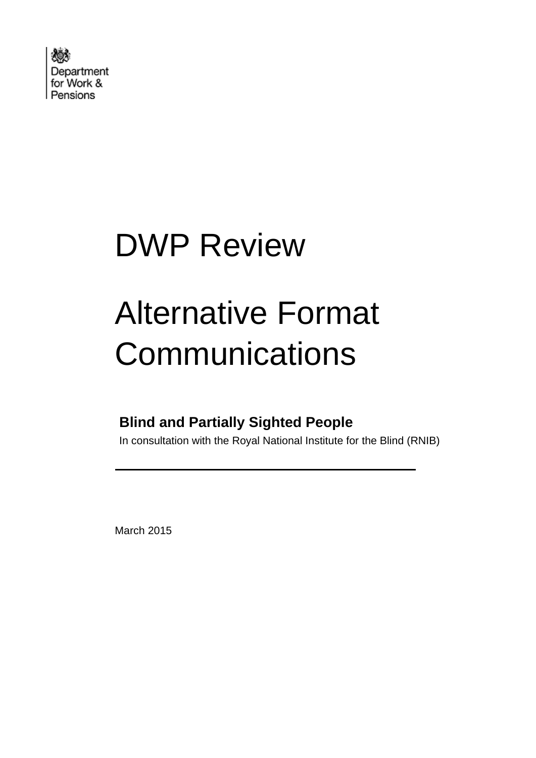Department for Work & Pensions

# DWP Review

# Alternative Format Communications

**Blind and Partially Sighted People**

In consultation with the Royal National Institute for the Blind (RNIB)

---

March 2015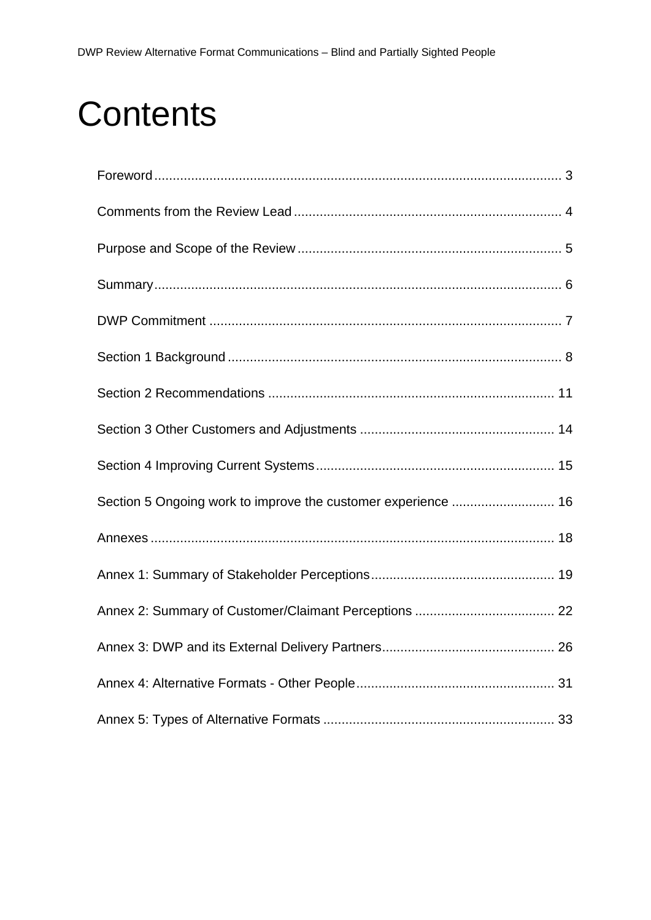# Contents

Foreword .............................................................................................................. 3

Comments from the Review Lead ........................................................................ 4

Purpose and Scope of the Review ....................................................................... 5

Summary .............................................................................................................. 6

DWP Commitment ............................................................................................... 7

Section 1 Background .......................................................................................... 8

Section 2 Recommendations ............................................................................. 11

Section 3 Other Customers and Adjustments .................................................... 14

Section 4 Improving Current Systems ................................................................ 15

Section 5 Ongoing work to improve the customer experience ............................ 16

Annexes ............................................................................................................. 18

Annex 1: Summary of Stakeholder Perceptions ................................................. 19

Annex 2: Summary of Customer/Claimant Perceptions ..................................... 22

Annex 3: DWP and its External Delivery Partners .............................................. 26

Annex 4: Alternative Formats - Other People ..................................................... 31

Annex 5: Types of Alternative Formats .............................................................. 33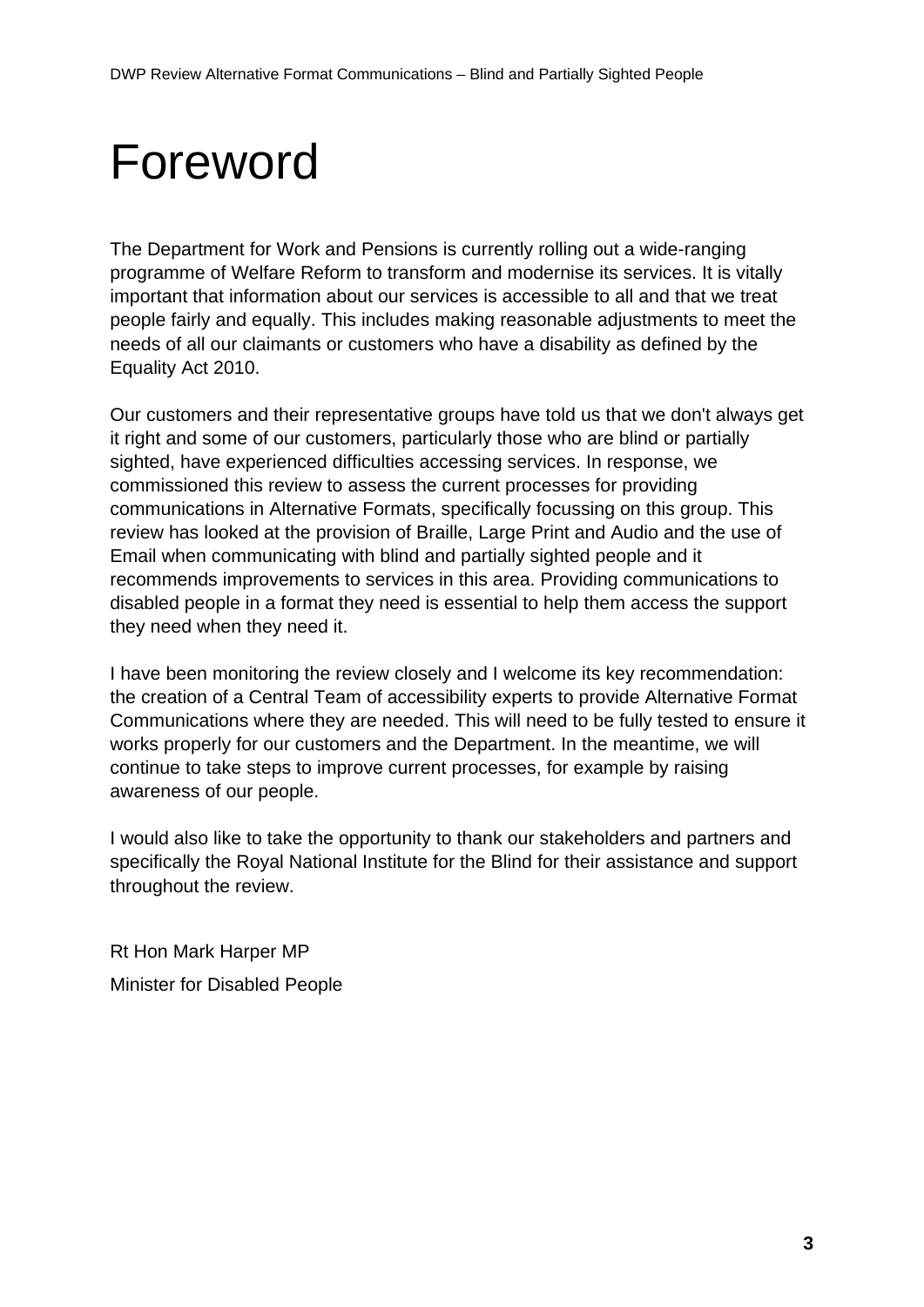# Foreword

The Department for Work and Pensions is currently rolling out a wide-ranging programme of Welfare Reform to transform and modernise its services. It is vitally important that information about our services is accessible to all and that we treat people fairly and equally. This includes making reasonable adjustments to meet the needs of all our claimants or customers who have a disability as defined by the Equality Act 2010.

Our customers and their representative groups have told us that we don't always get it right and some of our customers, particularly those who are blind or partially sighted, have experienced difficulties accessing services. In response, we commissioned this review to assess the current processes for providing communications in Alternative Formats, specifically focussing on this group. This review has looked at the provision of Braille, Large Print and Audio and the use of Email when communicating with blind and partially sighted people and it recommends improvements to services in this area. Providing communications to disabled people in a format they need is essential to help them access the support they need when they need it.

I have been monitoring the review closely and I welcome its key recommendation: the creation of a Central Team of accessibility experts to provide Alternative Format Communications where they are needed. This will need to be fully tested to ensure it works properly for our customers and the Department. In the meantime, we will continue to take steps to improve current processes, for example by raising awareness of our people.

I would also like to take the opportunity to thank our stakeholders and partners and specifically the Royal National Institute for the Blind for their assistance and support throughout the review.

Rt Hon Mark Harper MP

Minister for Disabled People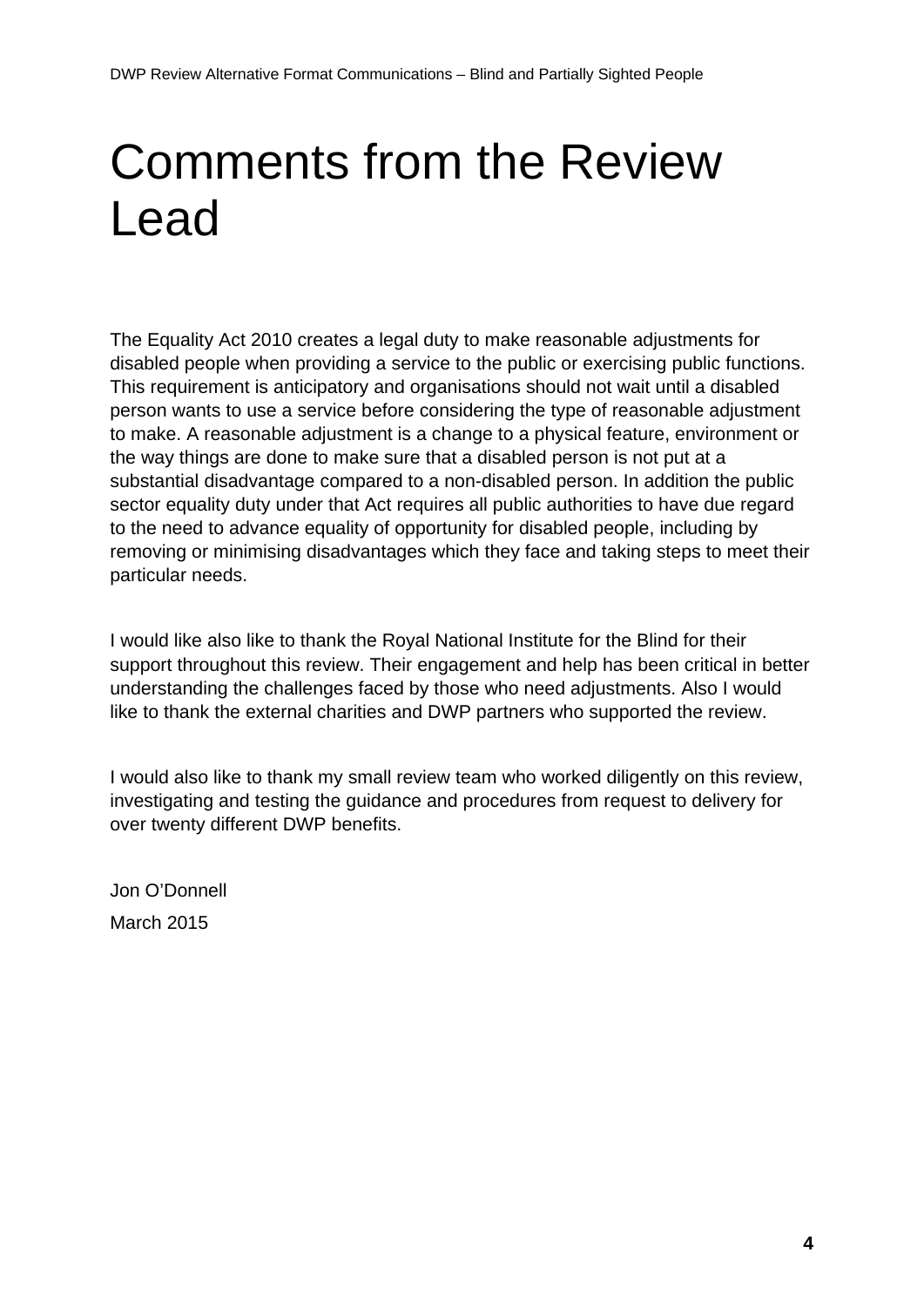# Comments from the Review Lead

The Equality Act 2010 creates a legal duty to make reasonable adjustments for disabled people when providing a service to the public or exercising public functions. This requirement is anticipatory and organisations should not wait until a disabled person wants to use a service before considering the type of reasonable adjustment to make. A reasonable adjustment is a change to a physical feature, environment or the way things are done to make sure that a disabled person is not put at a substantial disadvantage compared to a non-disabled person. In addition the public sector equality duty under that Act requires all public authorities to have due regard to the need to advance equality of opportunity for disabled people, including by removing or minimising disadvantages which they face and taking steps to meet their particular needs.

I would like also like to thank the Royal National Institute for the Blind for their support throughout this review. Their engagement and help has been critical in better understanding the challenges faced by those who need adjustments. Also I would like to thank the external charities and DWP partners who supported the review.

I would also like to thank my small review team who worked diligently on this review, investigating and testing the guidance and procedures from request to delivery for over twenty different DWP benefits.

Jon O'Donnell

March 2015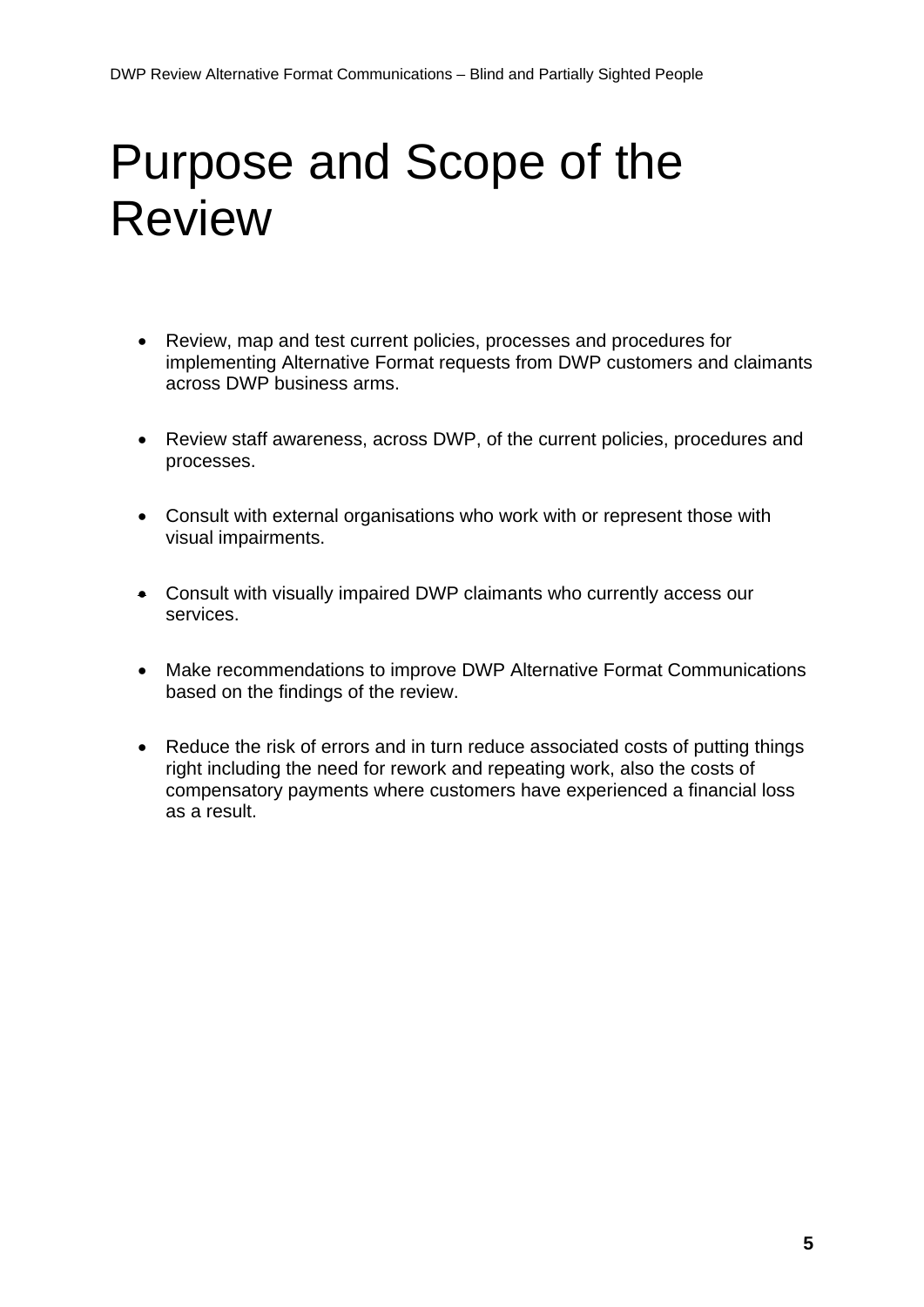# Purpose and Scope of the Review

- Review, map and test current policies, processes and procedures for implementing Alternative Format requests from DWP customers and claimants across DWP business arms.

- Review staff awareness, across DWP, of the current policies, procedures and processes.

- Consult with external organisations who work with or represent those with visual impairments.

- Consult with visually impaired DWP claimants who currently access our services.

- Make recommendations to improve DWP Alternative Format Communications based on the findings of the review.

- Reduce the risk of errors and in turn reduce associated costs of putting things right including the need for rework and repeating work, also the costs of compensatory payments where customers have experienced a financial loss as a result.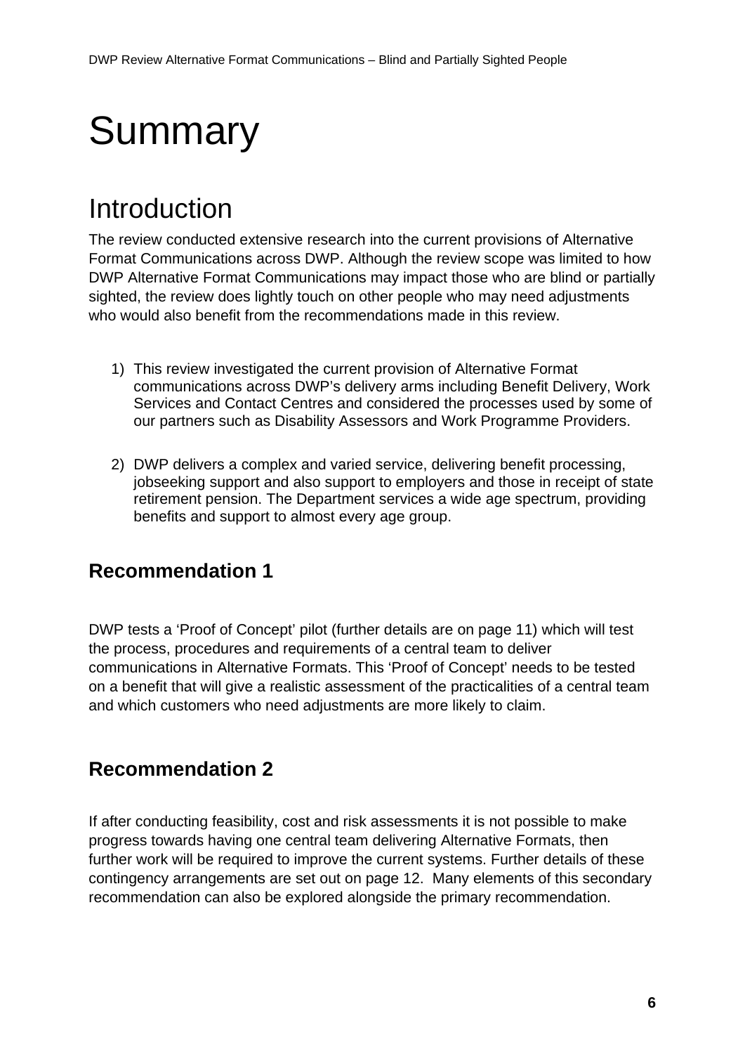# Summary

## Introduction

The review conducted extensive research into the current provisions of Alternative Format Communications across DWP. Although the review scope was limited to how DWP Alternative Format Communications may impact those who are blind or partially sighted, the review does lightly touch on other people who may need adjustments who would also benefit from the recommendations made in this review.

1) This review investigated the current provision of Alternative Format communications across DWP's delivery arms including Benefit Delivery, Work Services and Contact Centres and considered the processes used by some of our partners such as Disability Assessors and Work Programme Providers.

2) DWP delivers a complex and varied service, delivering benefit processing, jobseeking support and also support to employers and those in receipt of state retirement pension. The Department services a wide age spectrum, providing benefits and support to almost every age group.

### Recommendation 1

DWP tests a 'Proof of Concept' pilot (further details are on page 11) which will test the process, procedures and requirements of a central team to deliver communications in Alternative Formats. This 'Proof of Concept' needs to be tested on a benefit that will give a realistic assessment of the practicalities of a central team and which customers who need adjustments are more likely to claim.

### Recommendation 2

If after conducting feasibility, cost and risk assessments it is not possible to make progress towards having one central team delivering Alternative Formats, then further work will be required to improve the current systems. Further details of these contingency arrangements are set out on page 12. Many elements of this secondary recommendation can also be explored alongside the primary recommendation.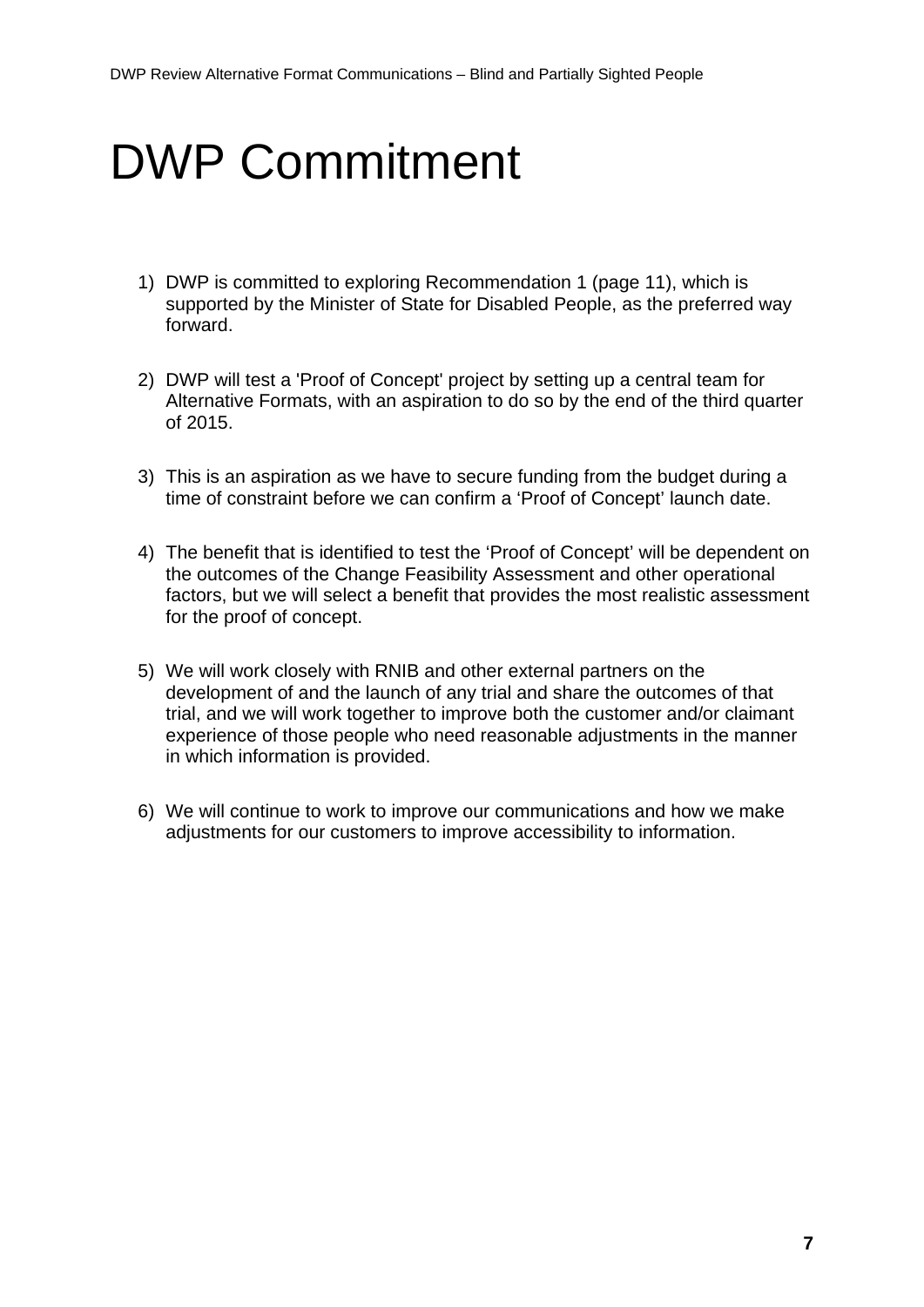# DWP Commitment

1) DWP is committed to exploring Recommendation 1 (page 11), which is supported by the Minister of State for Disabled People, as the preferred way forward.

2) DWP will test a 'Proof of Concept' project by setting up a central team for Alternative Formats, with an aspiration to do so by the end of the third quarter of 2015.

3) This is an aspiration as we have to secure funding from the budget during a time of constraint before we can confirm a ‘Proof of Concept’ launch date.

4) The benefit that is identified to test the ‘Proof of Concept’ will be dependent on the outcomes of the Change Feasibility Assessment and other operational factors, but we will select a benefit that provides the most realistic assessment for the proof of concept.

5) We will work closely with RNIB and other external partners on the development of and the launch of any trial and share the outcomes of that trial, and we will work together to improve both the customer and/or claimant experience of those people who need reasonable adjustments in the manner in which information is provided.

6) We will continue to work to improve our communications and how we make adjustments for our customers to improve accessibility to information.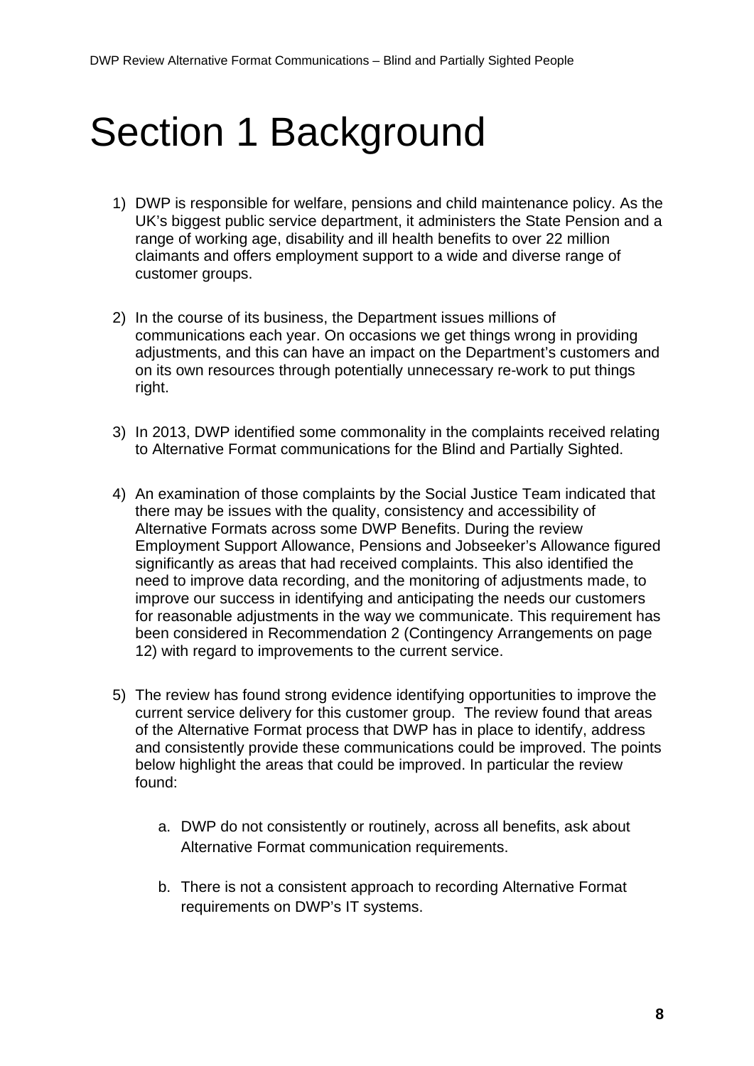# Section 1 Background

1) DWP is responsible for welfare, pensions and child maintenance policy. As the UK's biggest public service department, it administers the State Pension and a range of working age, disability and ill health benefits to over 22 million claimants and offers employment support to a wide and diverse range of customer groups.

2) In the course of its business, the Department issues millions of communications each year. On occasions we get things wrong in providing adjustments, and this can have an impact on the Department's customers and on its own resources through potentially unnecessary re-work to put things right.

3) In 2013, DWP identified some commonality in the complaints received relating to Alternative Format communications for the Blind and Partially Sighted.

4) An examination of those complaints by the Social Justice Team indicated that there may be issues with the quality, consistency and accessibility of Alternative Formats across some DWP Benefits. During the review Employment Support Allowance, Pensions and Jobseeker's Allowance figured significantly as areas that had received complaints. This also identified the need to improve data recording, and the monitoring of adjustments made, to improve our success in identifying and anticipating the needs our customers for reasonable adjustments in the way we communicate. This requirement has been considered in Recommendation 2 (Contingency Arrangements on page 12) with regard to improvements to the current service.

5) The review has found strong evidence identifying opportunities to improve the current service delivery for this customer group. The review found that areas of the Alternative Format process that DWP has in place to identify, address and consistently provide these communications could be improved. The points below highlight the areas that could be improved. In particular the review found:

    a. DWP do not consistently or routinely, across all benefits, ask about Alternative Format communication requirements.

    b. There is not a consistent approach to recording Alternative Format requirements on DWP's IT systems.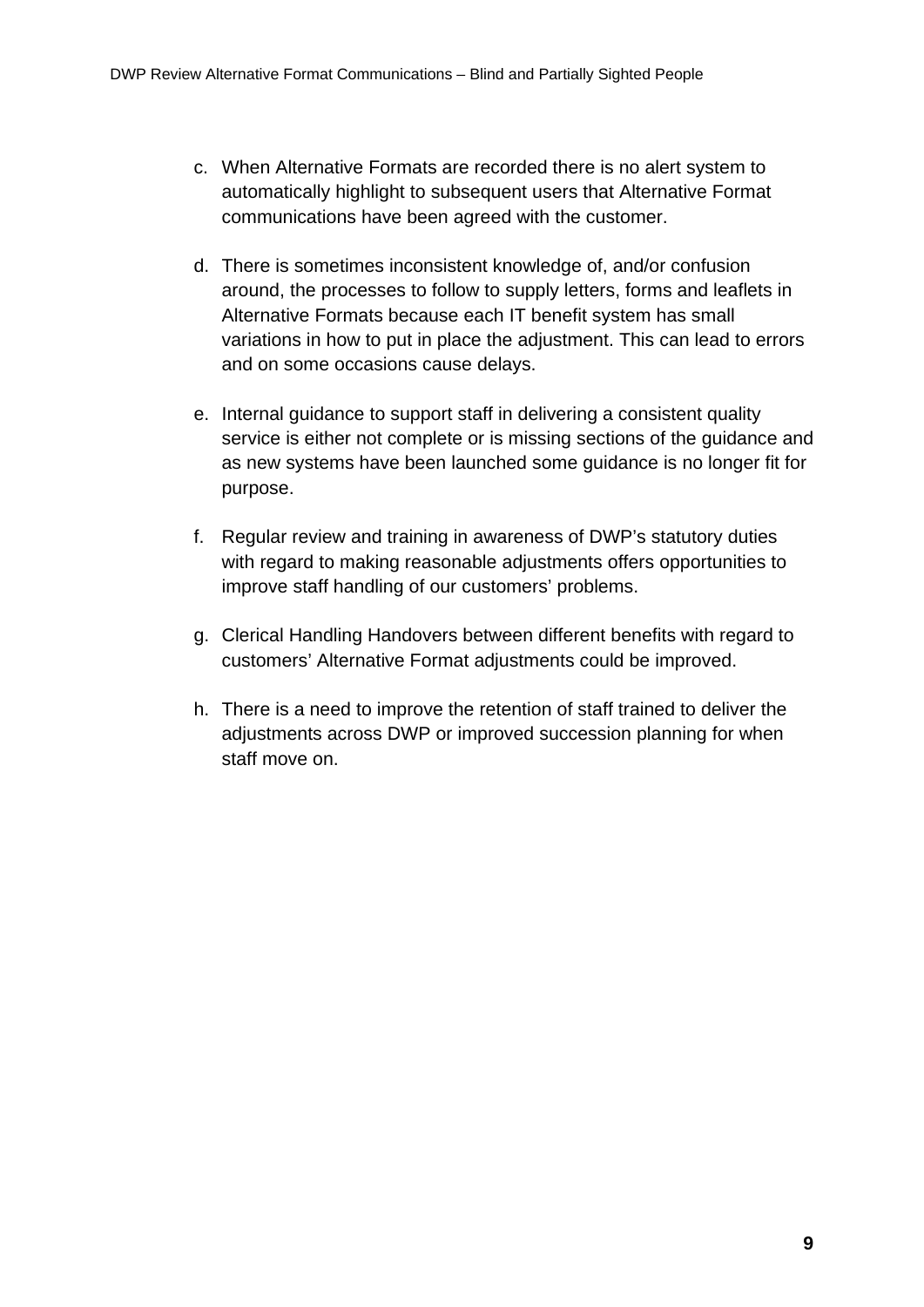c. When Alternative Formats are recorded there is no alert system to automatically highlight to subsequent users that Alternative Format communications have been agreed with the customer.

d. There is sometimes inconsistent knowledge of, and/or confusion around, the processes to follow to supply letters, forms and leaflets in Alternative Formats because each IT benefit system has small variations in how to put in place the adjustment. This can lead to errors and on some occasions cause delays.

e. Internal guidance to support staff in delivering a consistent quality service is either not complete or is missing sections of the guidance and as new systems have been launched some guidance is no longer fit for purpose.

f. Regular review and training in awareness of DWP's statutory duties with regard to making reasonable adjustments offers opportunities to improve staff handling of our customers' problems.

g. Clerical Handling Handovers between different benefits with regard to customers' Alternative Format adjustments could be improved.

h. There is a need to improve the retention of staff trained to deliver the adjustments across DWP or improved succession planning for when staff move on.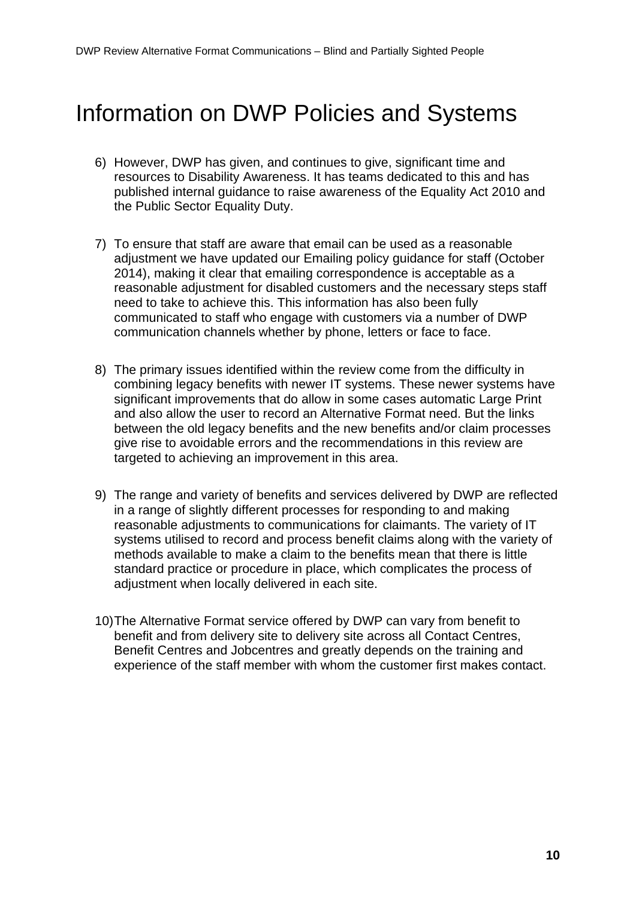# Information on DWP Policies and Systems

6) However, DWP has given, and continues to give, significant time and resources to Disability Awareness. It has teams dedicated to this and has published internal guidance to raise awareness of the Equality Act 2010 and the Public Sector Equality Duty.

7) To ensure that staff are aware that email can be used as a reasonable adjustment we have updated our Emailing policy guidance for staff (October 2014), making it clear that emailing correspondence is acceptable as a reasonable adjustment for disabled customers and the necessary steps staff need to take to achieve this. This information has also been fully communicated to staff who engage with customers via a number of DWP communication channels whether by phone, letters or face to face.

8) The primary issues identified within the review come from the difficulty in combining legacy benefits with newer IT systems. These newer systems have significant improvements that do allow in some cases automatic Large Print and also allow the user to record an Alternative Format need. But the links between the old legacy benefits and the new benefits and/or claim processes give rise to avoidable errors and the recommendations in this review are targeted to achieving an improvement in this area.

9) The range and variety of benefits and services delivered by DWP are reflected in a range of slightly different processes for responding to and making reasonable adjustments to communications for claimants. The variety of IT systems utilised to record and process benefit claims along with the variety of methods available to make a claim to the benefits mean that there is little standard practice or procedure in place, which complicates the process of adjustment when locally delivered in each site.

10) The Alternative Format service offered by DWP can vary from benefit to benefit and from delivery site to delivery site across all Contact Centres, Benefit Centres and Jobcentres and greatly depends on the training and experience of the staff member with whom the customer first makes contact.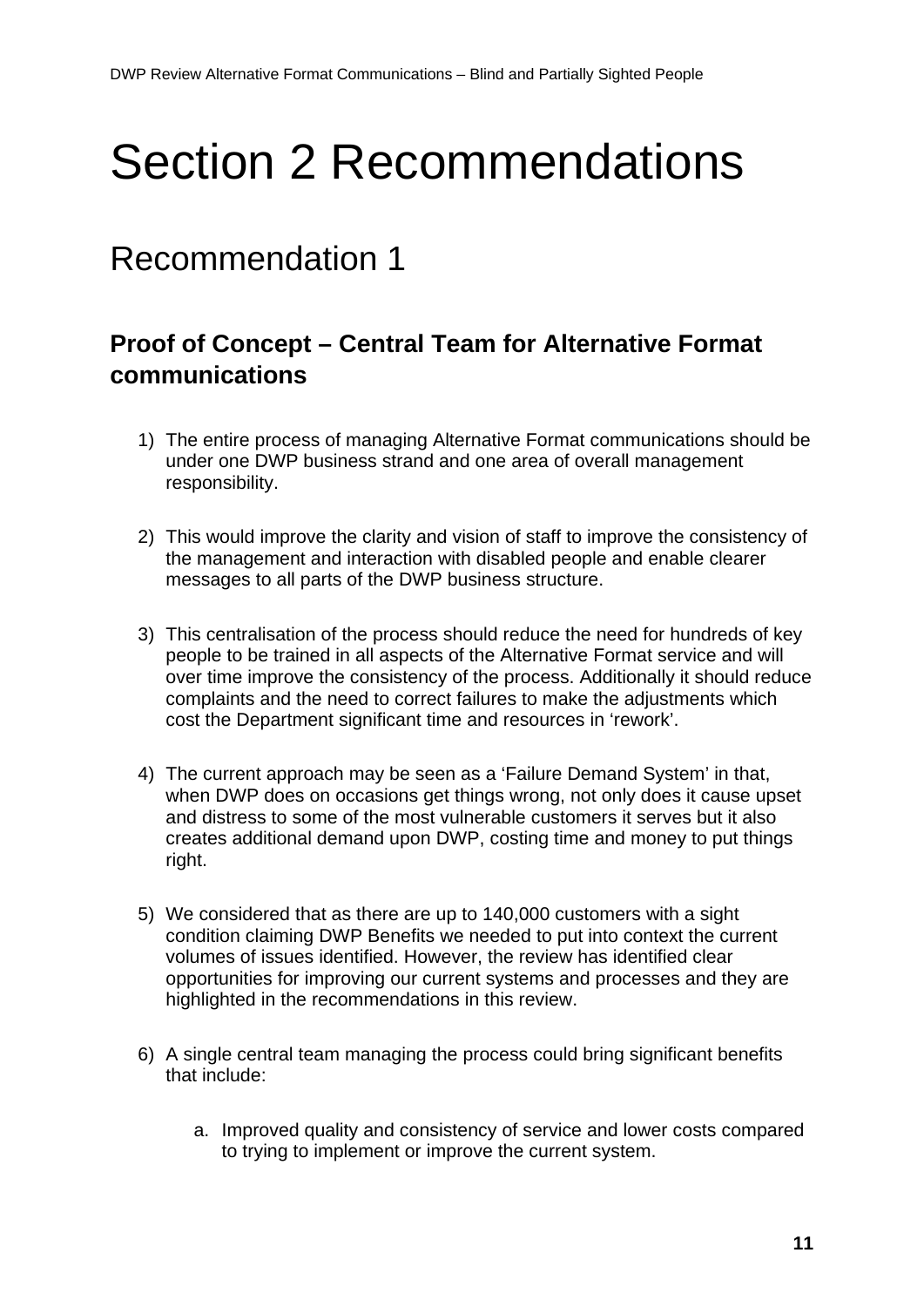# Section 2 Recommendations

## Recommendation 1

### Proof of Concept – Central Team for Alternative Format communications

1) The entire process of managing Alternative Format communications should be under one DWP business strand and one area of overall management responsibility.

2) This would improve the clarity and vision of staff to improve the consistency of the management and interaction with disabled people and enable clearer messages to all parts of the DWP business structure.

3) This centralisation of the process should reduce the need for hundreds of key people to be trained in all aspects of the Alternative Format service and will over time improve the consistency of the process. Additionally it should reduce complaints and the need to correct failures to make the adjustments which cost the Department significant time and resources in 'rework'.

4) The current approach may be seen as a 'Failure Demand System' in that, when DWP does on occasions get things wrong, not only does it cause upset and distress to some of the most vulnerable customers it serves but it also creates additional demand upon DWP, costing time and money to put things right.

5) We considered that as there are up to 140,000 customers with a sight condition claiming DWP Benefits we needed to put into context the current volumes of issues identified. However, the review has identified clear opportunities for improving our current systems and processes and they are highlighted in the recommendations in this review.

6) A single central team managing the process could bring significant benefits that include:

    a. Improved quality and consistency of service and lower costs compared to trying to implement or improve the current system.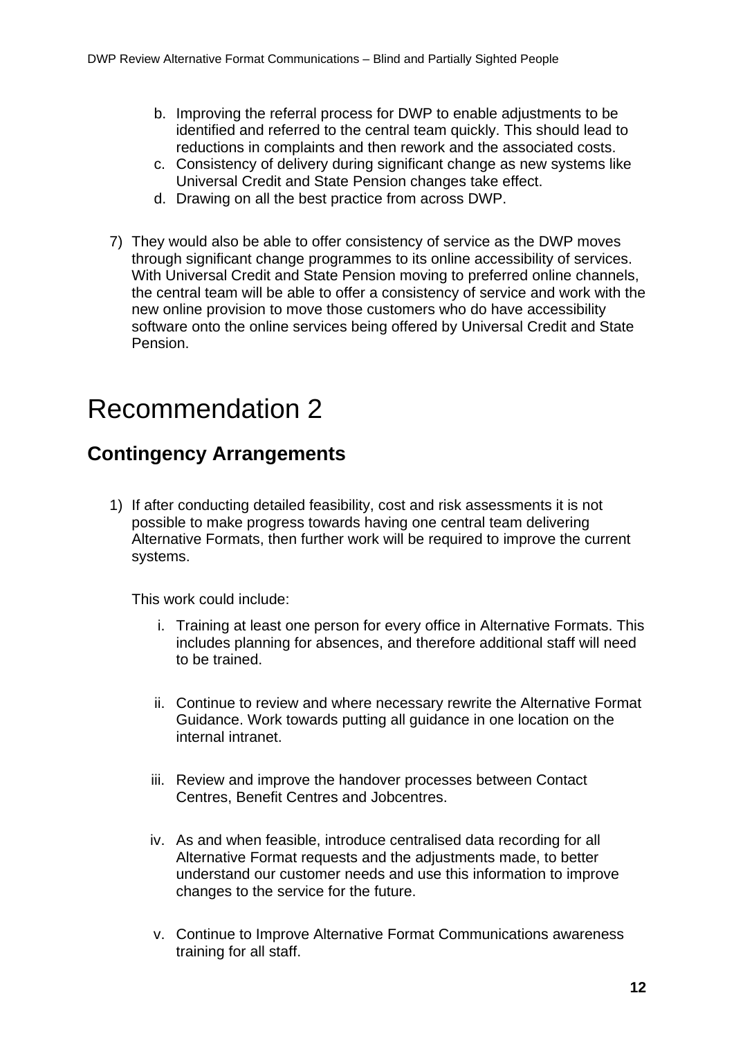b. Improving the referral process for DWP to enable adjustments to be identified and referred to the central team quickly. This should lead to reductions in complaints and then rework and the associated costs.
c. Consistency of delivery during significant change as new systems like Universal Credit and State Pension changes take effect.
d. Drawing on all the best practice from across DWP.

7) They would also be able to offer consistency of service as the DWP moves through significant change programmes to its online accessibility of services. With Universal Credit and State Pension moving to preferred online channels, the central team will be able to offer a consistency of service and work with the new online provision to move those customers who do have accessibility software onto the online services being offered by Universal Credit and State Pension.

# Recommendation 2

## Contingency Arrangements

1) If after conducting detailed feasibility, cost and risk assessments it is not possible to make progress towards having one central team delivering Alternative Formats, then further work will be required to improve the current systems.

   This work could include:

   i. Training at least one person for every office in Alternative Formats. This includes planning for absences, and therefore additional staff will need to be trained.

   ii. Continue to review and where necessary rewrite the Alternative Format Guidance. Work towards putting all guidance in one location on the internal intranet.

   iii. Review and improve the handover processes between Contact Centres, Benefit Centres and Jobcentres.

   iv. As and when feasible, introduce centralised data recording for all Alternative Format requests and the adjustments made, to better understand our customer needs and use this information to improve changes to the service for the future.

   v. Continue to Improve Alternative Format Communications awareness training for all staff.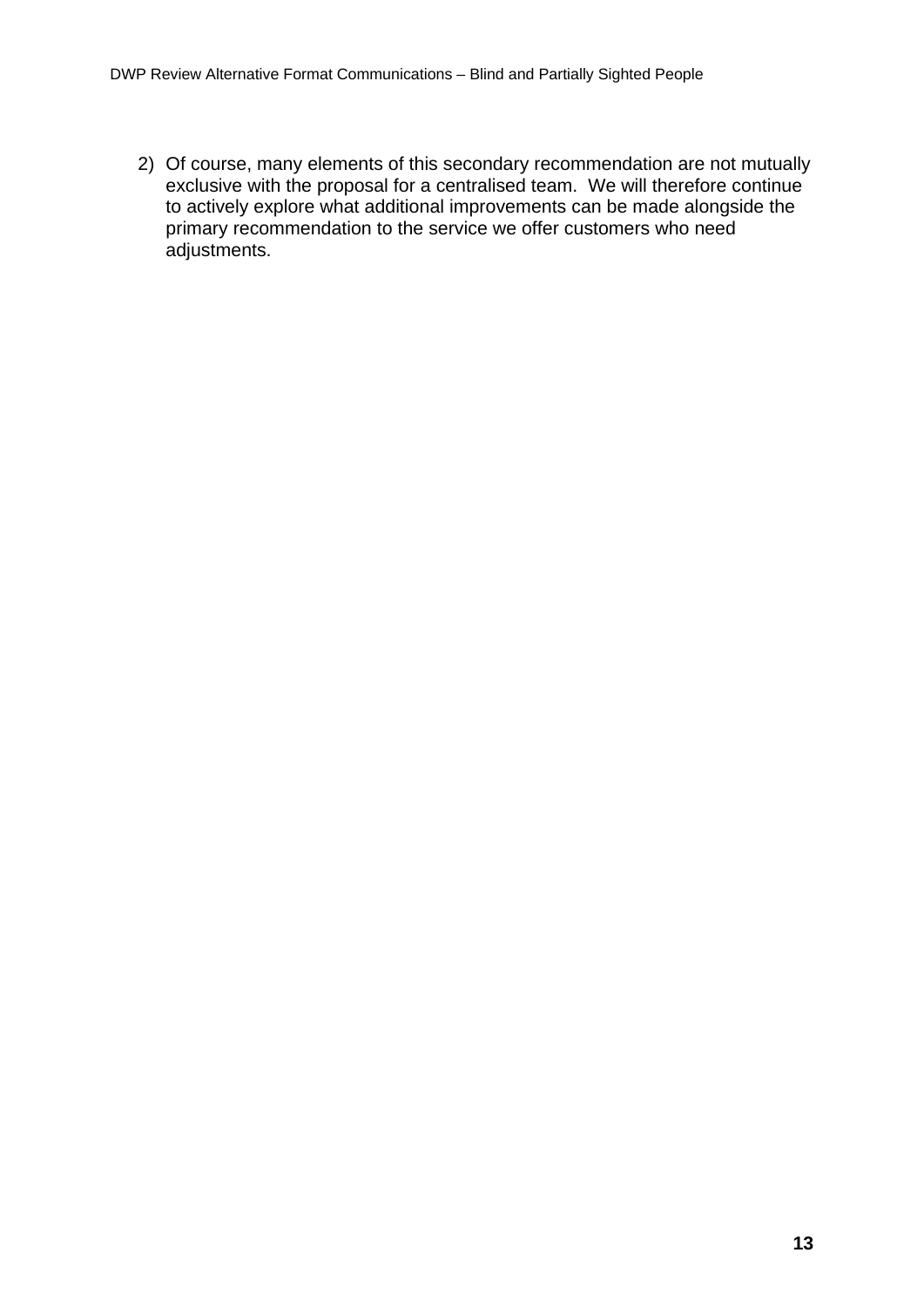2) Of course, many elements of this secondary recommendation are not mutually exclusive with the proposal for a centralised team. We will therefore continue to actively explore what additional improvements can be made alongside the primary recommendation to the service we offer customers who need adjustments.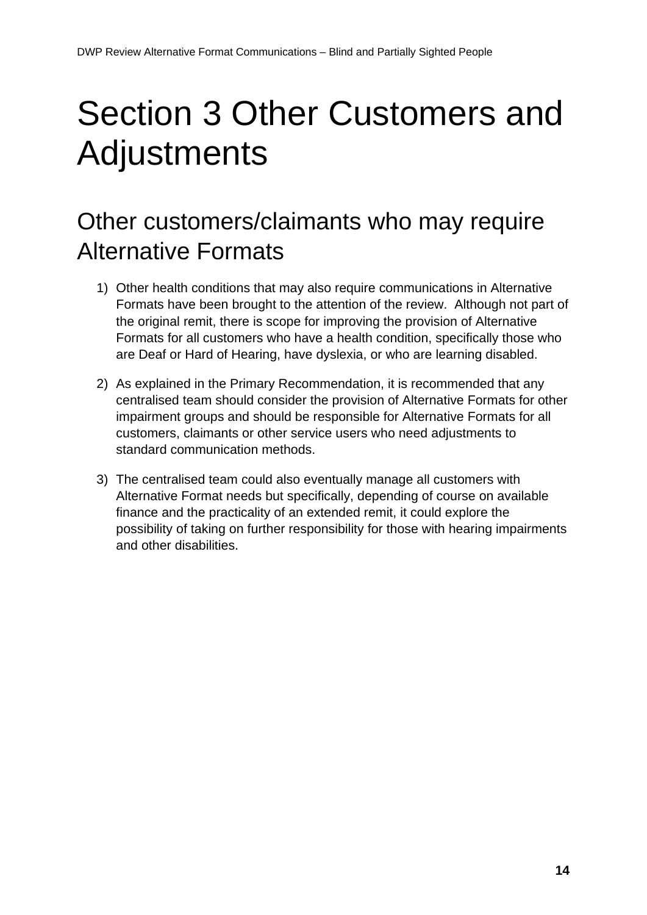# Section 3 Other Customers and Adjustments

## Other customers/claimants who may require Alternative Formats

1) Other health conditions that may also require communications in Alternative Formats have been brought to the attention of the review. Although not part of the original remit, there is scope for improving the provision of Alternative Formats for all customers who have a health condition, specifically those who are Deaf or Hard of Hearing, have dyslexia, or who are learning disabled.

2) As explained in the Primary Recommendation, it is recommended that any centralised team should consider the provision of Alternative Formats for other impairment groups and should be responsible for Alternative Formats for all customers, claimants or other service users who need adjustments to standard communication methods.

3) The centralised team could also eventually manage all customers with Alternative Format needs but specifically, depending of course on available finance and the practicality of an extended remit, it could explore the possibility of taking on further responsibility for those with hearing impairments and other disabilities.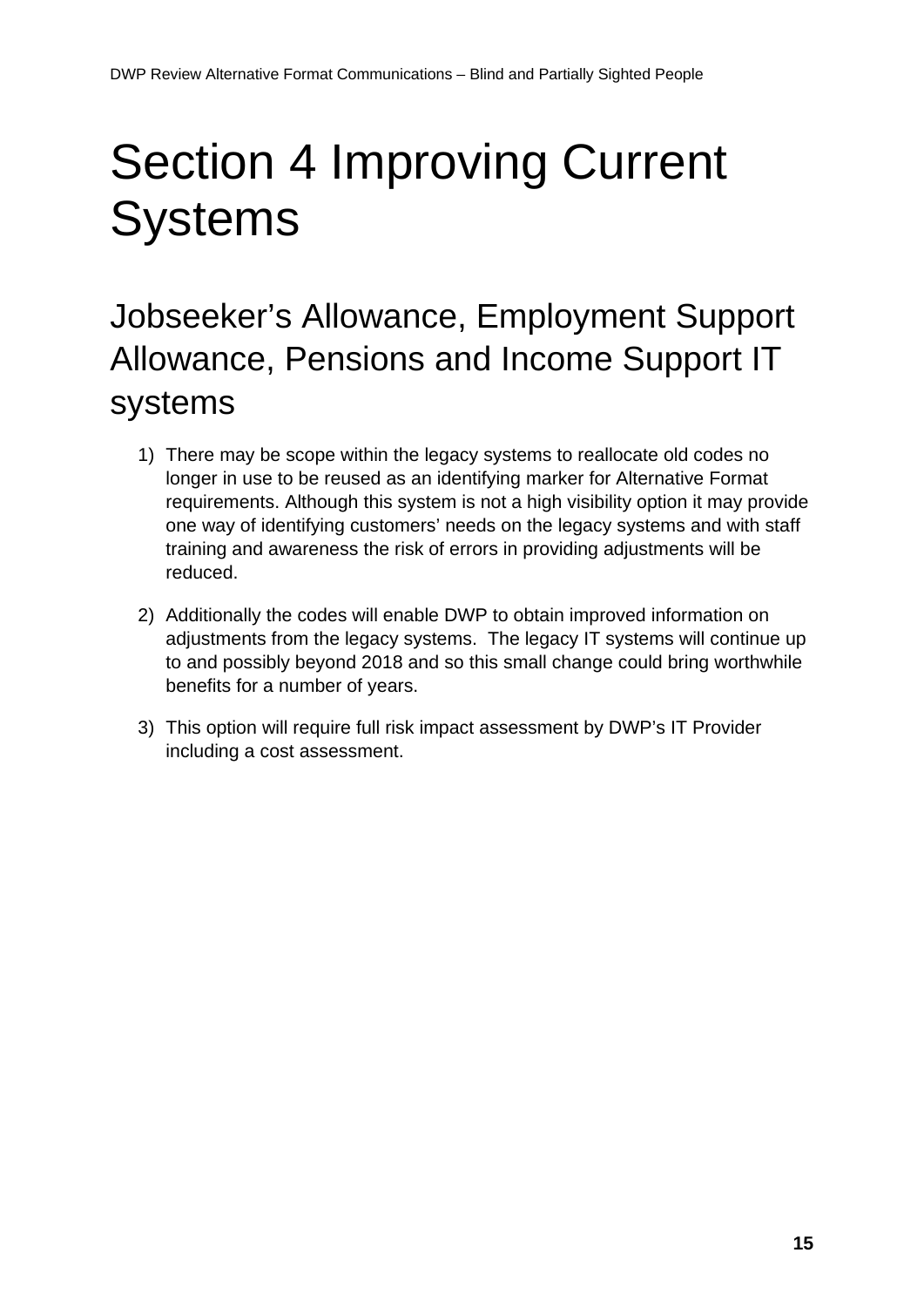# Section 4 Improving Current Systems

## Jobseeker’s Allowance, Employment Support Allowance, Pensions and Income Support IT systems

1) There may be scope within the legacy systems to reallocate old codes no longer in use to be reused as an identifying marker for Alternative Format requirements. Although this system is not a high visibility option it may provide one way of identifying customers’ needs on the legacy systems and with staff training and awareness the risk of errors in providing adjustments will be reduced.

2) Additionally the codes will enable DWP to obtain improved information on adjustments from the legacy systems. The legacy IT systems will continue up to and possibly beyond 2018 and so this small change could bring worthwhile benefits for a number of years.

3) This option will require full risk impact assessment by DWP’s IT Provider including a cost assessment.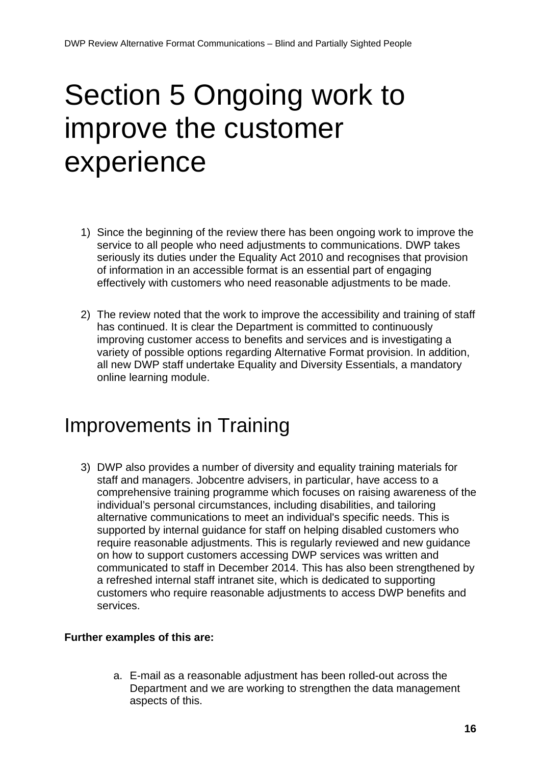# Section 5 Ongoing work to improve the customer experience

1) Since the beginning of the review there has been ongoing work to improve the service to all people who need adjustments to communications. DWP takes seriously its duties under the Equality Act 2010 and recognises that provision of information in an accessible format is an essential part of engaging effectively with customers who need reasonable adjustments to be made.

2) The review noted that the work to improve the accessibility and training of staff has continued. It is clear the Department is committed to continuously improving customer access to benefits and services and is investigating a variety of possible options regarding Alternative Format provision. In addition, all new DWP staff undertake Equality and Diversity Essentials, a mandatory online learning module.

## Improvements in Training

3) DWP also provides a number of diversity and equality training materials for staff and managers. Jobcentre advisers, in particular, have access to a comprehensive training programme which focuses on raising awareness of the individual's personal circumstances, including disabilities, and tailoring alternative communications to meet an individual's specific needs. This is supported by internal guidance for staff on helping disabled customers who require reasonable adjustments. This is regularly reviewed and new guidance on how to support customers accessing DWP services was written and communicated to staff in December 2014. This has also been strengthened by a refreshed internal staff intranet site, which is dedicated to supporting customers who require reasonable adjustments to access DWP benefits and services.

**Further examples of this are:**

a. E-mail as a reasonable adjustment has been rolled-out across the Department and we are working to strengthen the data management aspects of this.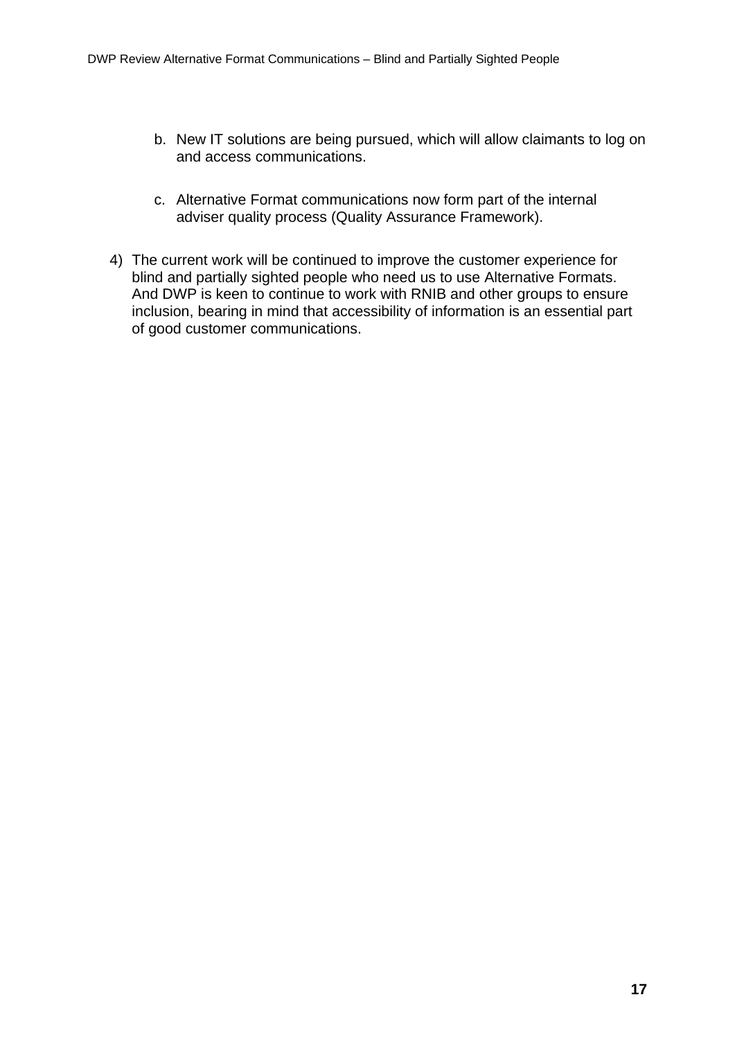b. New IT solutions are being pursued, which will allow claimants to log on and access communications.

   c. Alternative Format communications now form part of the internal adviser quality process (Quality Assurance Framework).

4) The current work will be continued to improve the customer experience for blind and partially sighted people who need us to use Alternative Formats. And DWP is keen to continue to work with RNIB and other groups to ensure inclusion, bearing in mind that accessibility of information is an essential part of good customer communications.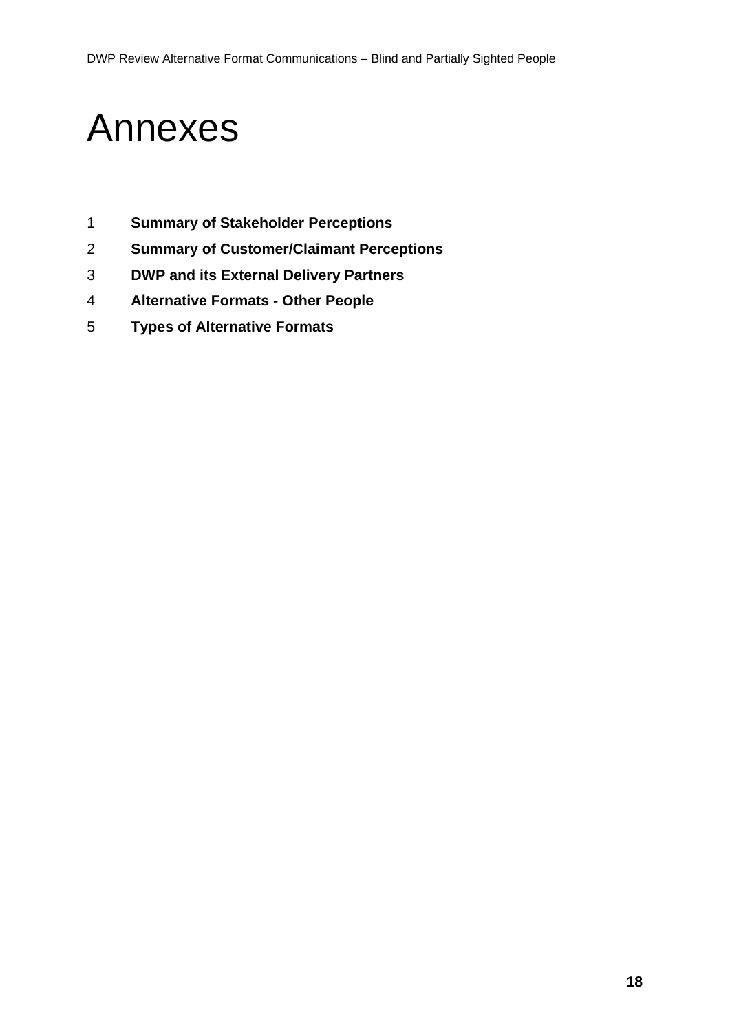# Annexes

1. **Summary of Stakeholder Perceptions**
2. **Summary of Customer/Claimant Perceptions**
3. **DWP and its External Delivery Partners**
4. **Alternative Formats - Other People**
5. **Types of Alternative Formats**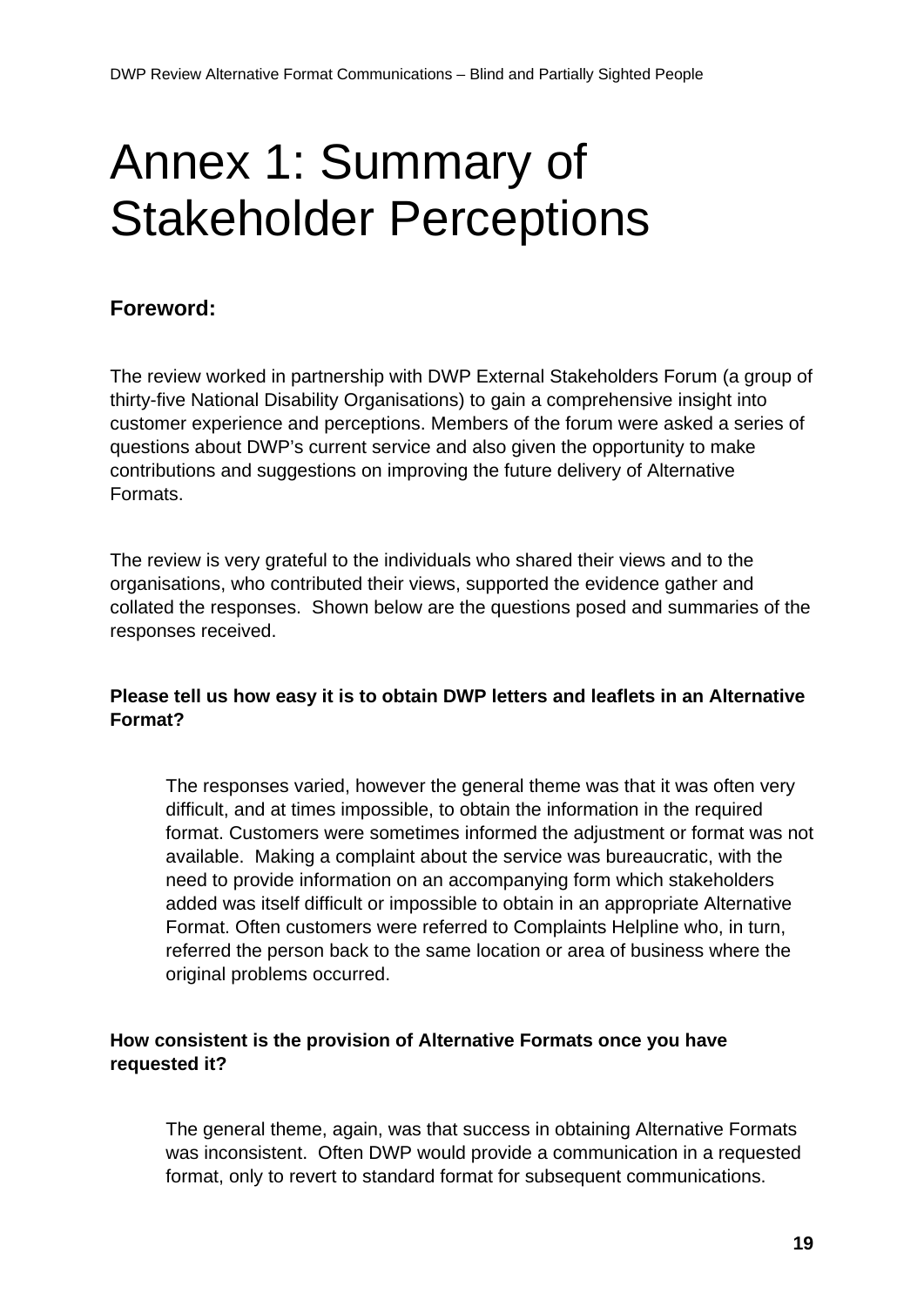# Annex 1: Summary of Stakeholder Perceptions

## Foreword:

The review worked in partnership with DWP External Stakeholders Forum (a group of thirty-five National Disability Organisations) to gain a comprehensive insight into customer experience and perceptions. Members of the forum were asked a series of questions about DWP's current service and also given the opportunity to make contributions and suggestions on improving the future delivery of Alternative Formats.

The review is very grateful to the individuals who shared their views and to the organisations, who contributed their views, supported the evidence gather and collated the responses. Shown below are the questions posed and summaries of the responses received.

**Please tell us how easy it is to obtain DWP letters and leaflets in an Alternative Format?**

> The responses varied, however the general theme was that it was often very difficult, and at times impossible, to obtain the information in the required format. Customers were sometimes informed the adjustment or format was not available. Making a complaint about the service was bureaucratic, with the need to provide information on an accompanying form which stakeholders added was itself difficult or impossible to obtain in an appropriate Alternative Format. Often customers were referred to Complaints Helpline who, in turn, referred the person back to the same location or area of business where the original problems occurred.

**How consistent is the provision of Alternative Formats once you have requested it?**

> The general theme, again, was that success in obtaining Alternative Formats was inconsistent. Often DWP would provide a communication in a requested format, only to revert to standard format for subsequent communications.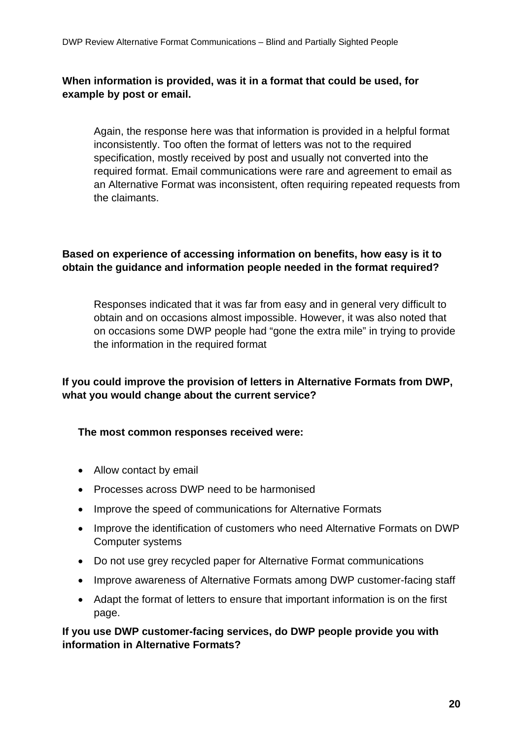**When information is provided, was it in a format that could be used, for example by post or email.**

Again, the response here was that information is provided in a helpful format inconsistently. Too often the format of letters was not to the required specification, mostly received by post and usually not converted into the required format. Email communications were rare and agreement to email as an Alternative Format was inconsistent, often requiring repeated requests from the claimants.

**Based on experience of accessing information on benefits, how easy is it to obtain the guidance and information people needed in the format required?**

Responses indicated that it was far from easy and in general very difficult to obtain and on occasions almost impossible. However, it was also noted that on occasions some DWP people had "gone the extra mile" in trying to provide the information in the required format

**If you could improve the provision of letters in Alternative Formats from DWP, what you would change about the current service?**

**The most common responses received were:**

- Allow contact by email
- Processes across DWP need to be harmonised
- Improve the speed of communications for Alternative Formats
- Improve the identification of customers who need Alternative Formats on DWP Computer systems
- Do not use grey recycled paper for Alternative Format communications
- Improve awareness of Alternative Formats among DWP customer-facing staff
- Adapt the format of letters to ensure that important information is on the first page.

**If you use DWP customer-facing services, do DWP people provide you with information in Alternative Formats?**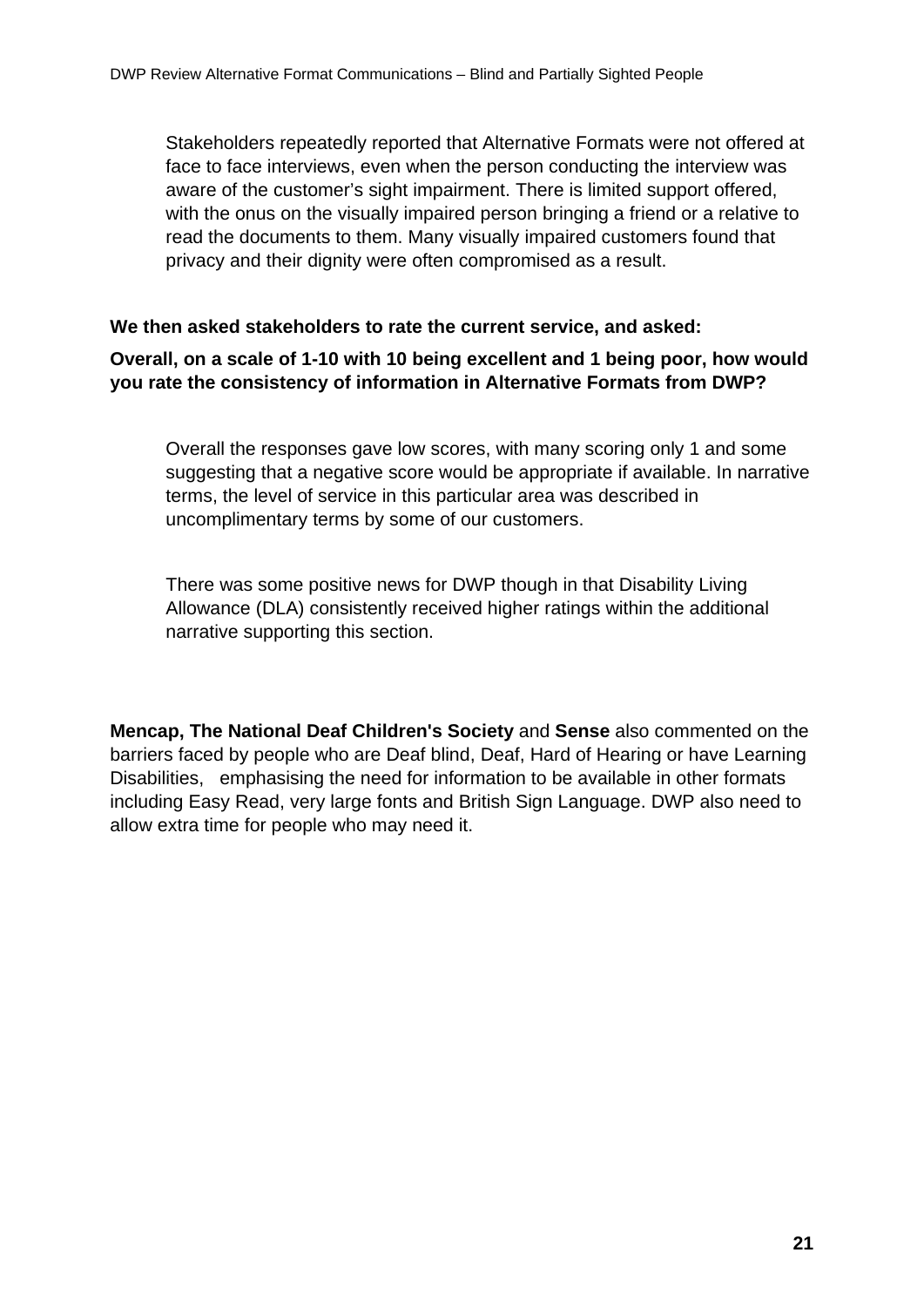Stakeholders repeatedly reported that Alternative Formats were not offered at face to face interviews, even when the person conducting the interview was aware of the customer's sight impairment. There is limited support offered, with the onus on the visually impaired person bringing a friend or a relative to read the documents to them. Many visually impaired customers found that privacy and their dignity were often compromised as a result.

**We then asked stakeholders to rate the current service, and asked:**

**Overall, on a scale of 1-10 with 10 being excellent and 1 being poor, how would you rate the consistency of information in Alternative Formats from DWP?**

Overall the responses gave low scores, with many scoring only 1 and some suggesting that a negative score would be appropriate if available. In narrative terms, the level of service in this particular area was described in uncomplimentary terms by some of our customers.

There was some positive news for DWP though in that Disability Living Allowance (DLA) consistently received higher ratings within the additional narrative supporting this section.

**Mencap, The National Deaf Children's Society** and **Sense** also commented on the barriers faced by people who are Deaf blind, Deaf, Hard of Hearing or have Learning Disabilities, emphasising the need for information to be available in other formats including Easy Read, very large fonts and British Sign Language. DWP also need to allow extra time for people who may need it.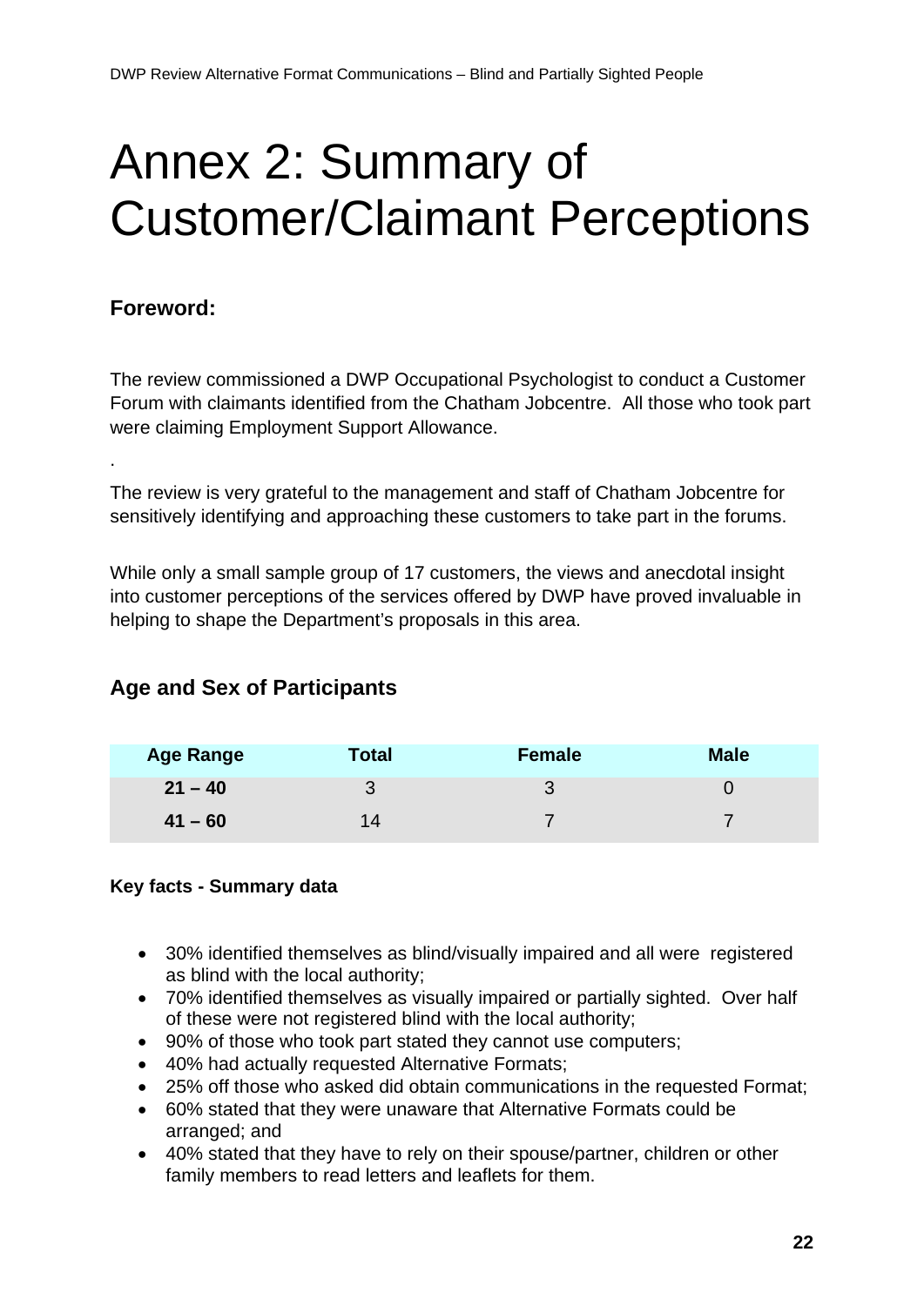# Annex 2: Summary of Customer/Claimant Perceptions

## Foreword:

The review commissioned a DWP Occupational Psychologist to conduct a Customer Forum with claimants identified from the Chatham Jobcentre. All those who took part were claiming Employment Support Allowance.

.

The review is very grateful to the management and staff of Chatham Jobcentre for sensitively identifying and approaching these customers to take part in the forums.

While only a small sample group of 17 customers, the views and anecdotal insight into customer perceptions of the services offered by DWP have proved invaluable in helping to shape the Department's proposals in this area.

## Age and Sex of Participants

| Age Range | Total | Female | Male |
|---|---|---|---|
| **21 – 40** | 3 | 3 | 0 |
| **41 – 60** | 14 | 7 | 7 |

**Key facts - Summary data**

- 30% identified themselves as blind/visually impaired and all were registered as blind with the local authority;
- 70% identified themselves as visually impaired or partially sighted. Over half of these were not registered blind with the local authority;
- 90% of those who took part stated they cannot use computers;
- 40% had actually requested Alternative Formats;
- 25% off those who asked did obtain communications in the requested Format;
- 60% stated that they were unaware that Alternative Formats could be arranged; and
- 40% stated that they have to rely on their spouse/partner, children or other family members to read letters and leaflets for them.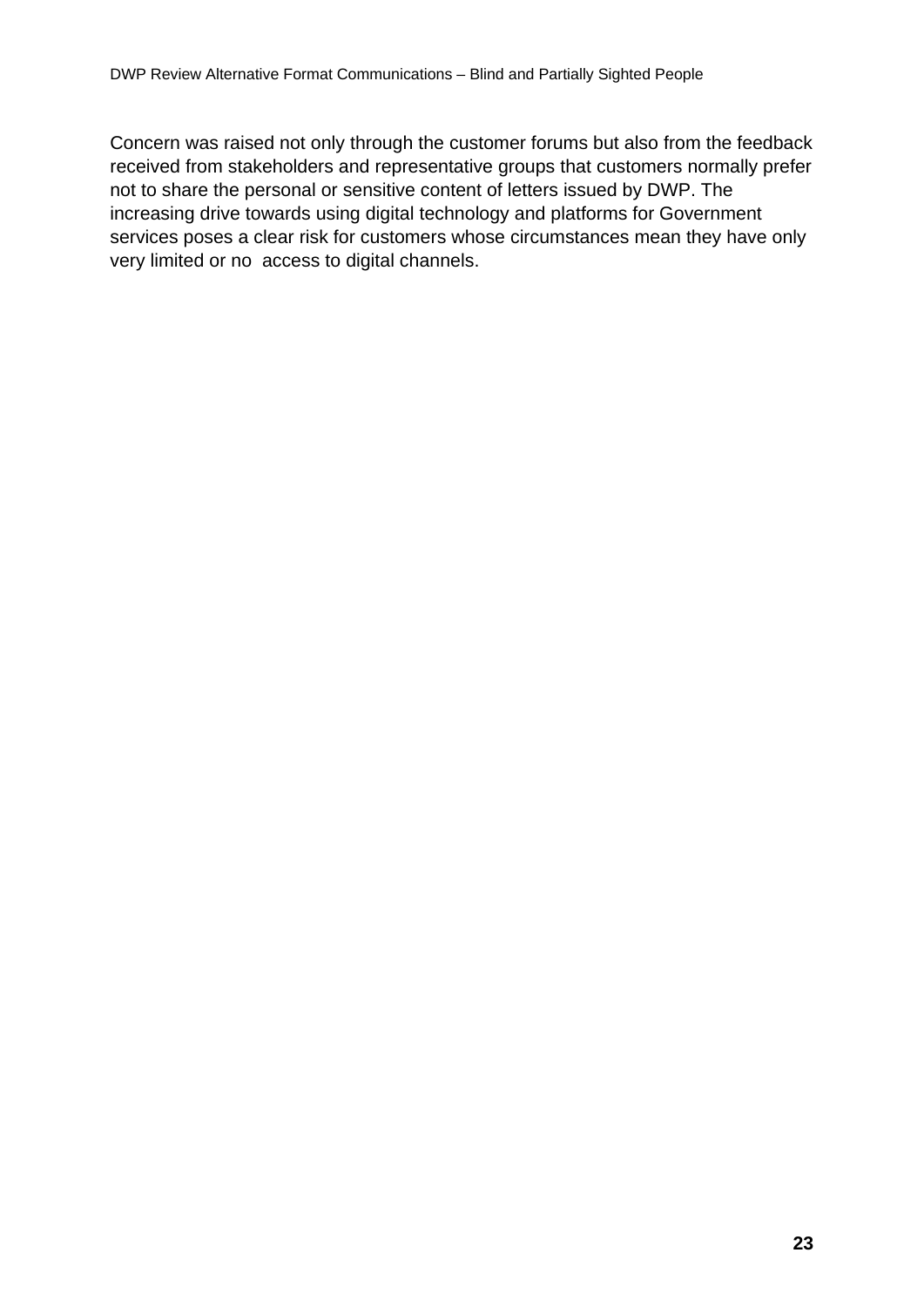Concern was raised not only through the customer forums but also from the feedback received from stakeholders and representative groups that customers normally prefer not to share the personal or sensitive content of letters issued by DWP. The increasing drive towards using digital technology and platforms for Government services poses a clear risk for customers whose circumstances mean they have only very limited or no access to digital channels.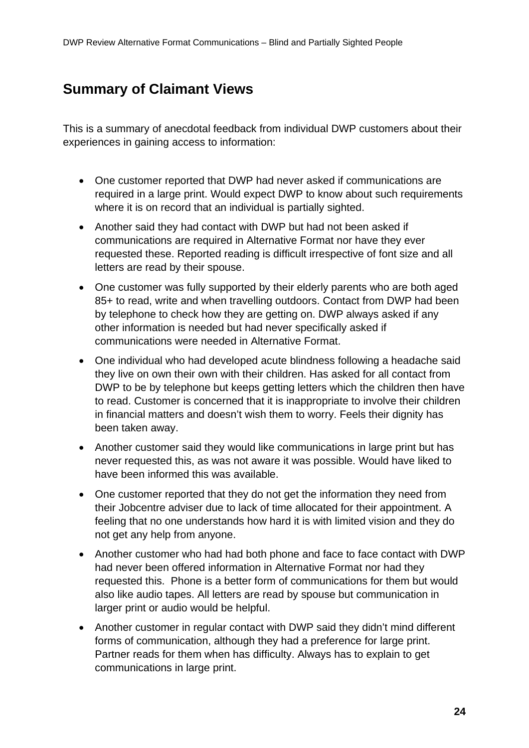## Summary of Claimant Views

This is a summary of anecdotal feedback from individual DWP customers about their experiences in gaining access to information:

- One customer reported that DWP had never asked if communications are required in a large print. Would expect DWP to know about such requirements where it is on record that an individual is partially sighted.
- Another said they had contact with DWP but had not been asked if communications are required in Alternative Format nor have they ever requested these. Reported reading is difficult irrespective of font size and all letters are read by their spouse.
- One customer was fully supported by their elderly parents who are both aged 85+ to read, write and when travelling outdoors. Contact from DWP had been by telephone to check how they are getting on. DWP always asked if any other information is needed but had never specifically asked if communications were needed in Alternative Format.
- One individual who had developed acute blindness following a headache said they live on own their own with their children. Has asked for all contact from DWP to be by telephone but keeps getting letters which the children then have to read. Customer is concerned that it is inappropriate to involve their children in financial matters and doesn't wish them to worry. Feels their dignity has been taken away.
- Another customer said they would like communications in large print but has never requested this, as was not aware it was possible. Would have liked to have been informed this was available.
- One customer reported that they do not get the information they need from their Jobcentre adviser due to lack of time allocated for their appointment. A feeling that no one understands how hard it is with limited vision and they do not get any help from anyone.
- Another customer who had had both phone and face to face contact with DWP had never been offered information in Alternative Format nor had they requested this. Phone is a better form of communications for them but would also like audio tapes. All letters are read by spouse but communication in larger print or audio would be helpful.
- Another customer in regular contact with DWP said they didn't mind different forms of communication, although they had a preference for large print. Partner reads for them when has difficulty. Always has to explain to get communications in large print.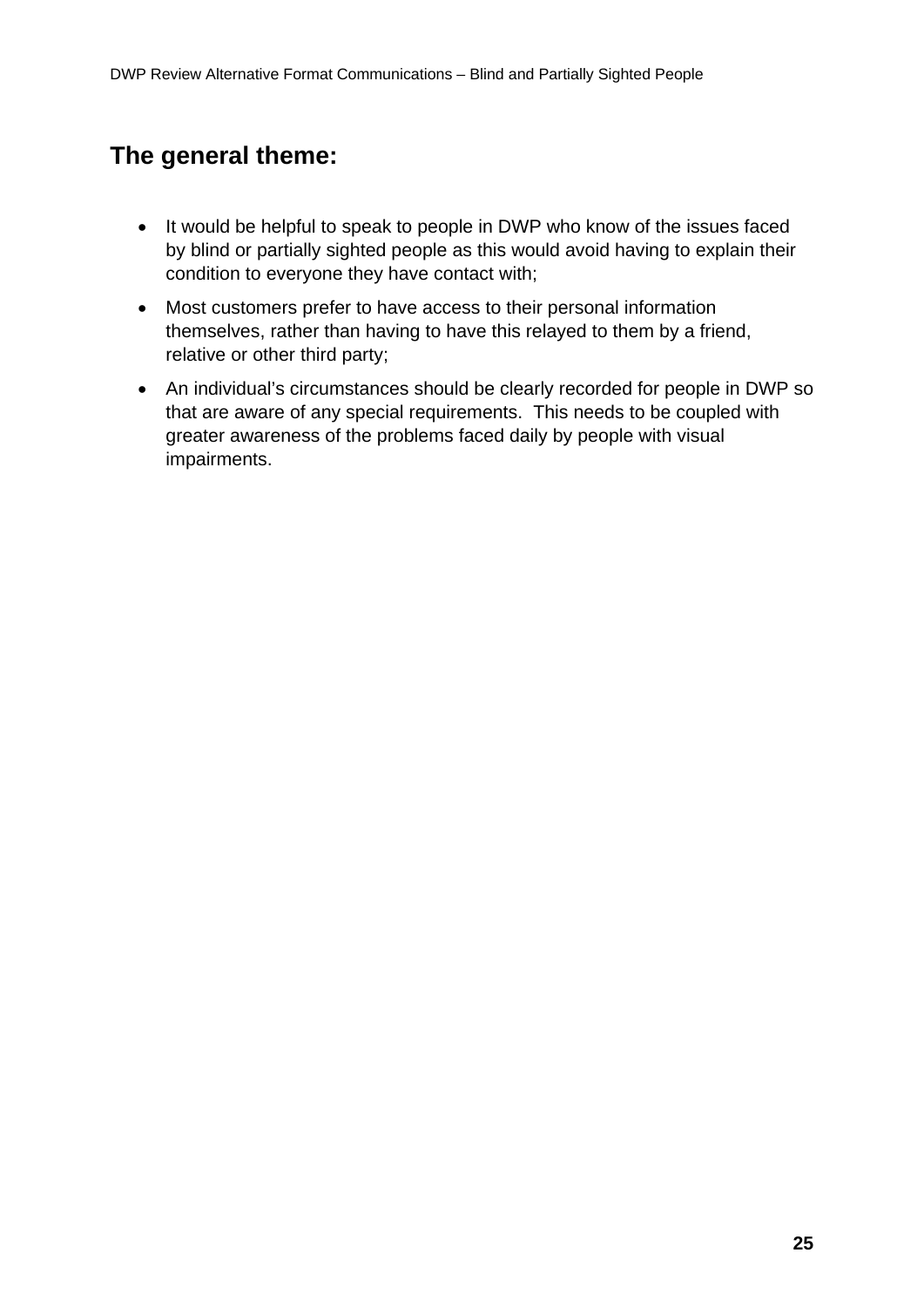## The general theme:

- It would be helpful to speak to people in DWP who know of the issues faced by blind or partially sighted people as this would avoid having to explain their condition to everyone they have contact with;
- Most customers prefer to have access to their personal information themselves, rather than having to have this relayed to them by a friend, relative or other third party;
- An individual's circumstances should be clearly recorded for people in DWP so that are aware of any special requirements. This needs to be coupled with greater awareness of the problems faced daily by people with visual impairments.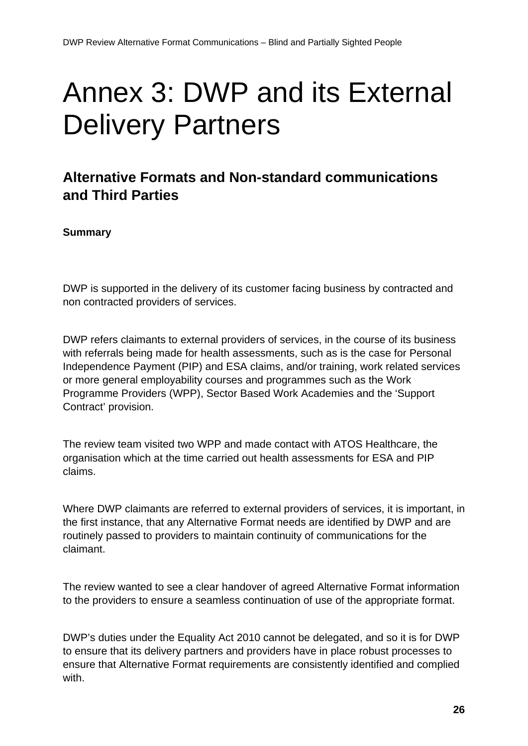# Annex 3: DWP and its External Delivery Partners

## Alternative Formats and Non-standard communications and Third Parties

**Summary**

DWP is supported in the delivery of its customer facing business by contracted and non contracted providers of services.

DWP refers claimants to external providers of services, in the course of its business with referrals being made for health assessments, such as is the case for Personal Independence Payment (PIP) and ESA claims, and/or training, work related services or more general employability courses and programmes such as the Work Programme Providers (WPP), Sector Based Work Academies and the 'Support Contract' provision.

The review team visited two WPP and made contact with ATOS Healthcare, the organisation which at the time carried out health assessments for ESA and PIP claims.

Where DWP claimants are referred to external providers of services, it is important, in the first instance, that any Alternative Format needs are identified by DWP and are routinely passed to providers to maintain continuity of communications for the claimant.

The review wanted to see a clear handover of agreed Alternative Format information to the providers to ensure a seamless continuation of use of the appropriate format.

DWP's duties under the Equality Act 2010 cannot be delegated, and so it is for DWP to ensure that its delivery partners and providers have in place robust processes to ensure that Alternative Format requirements are consistently identified and complied with.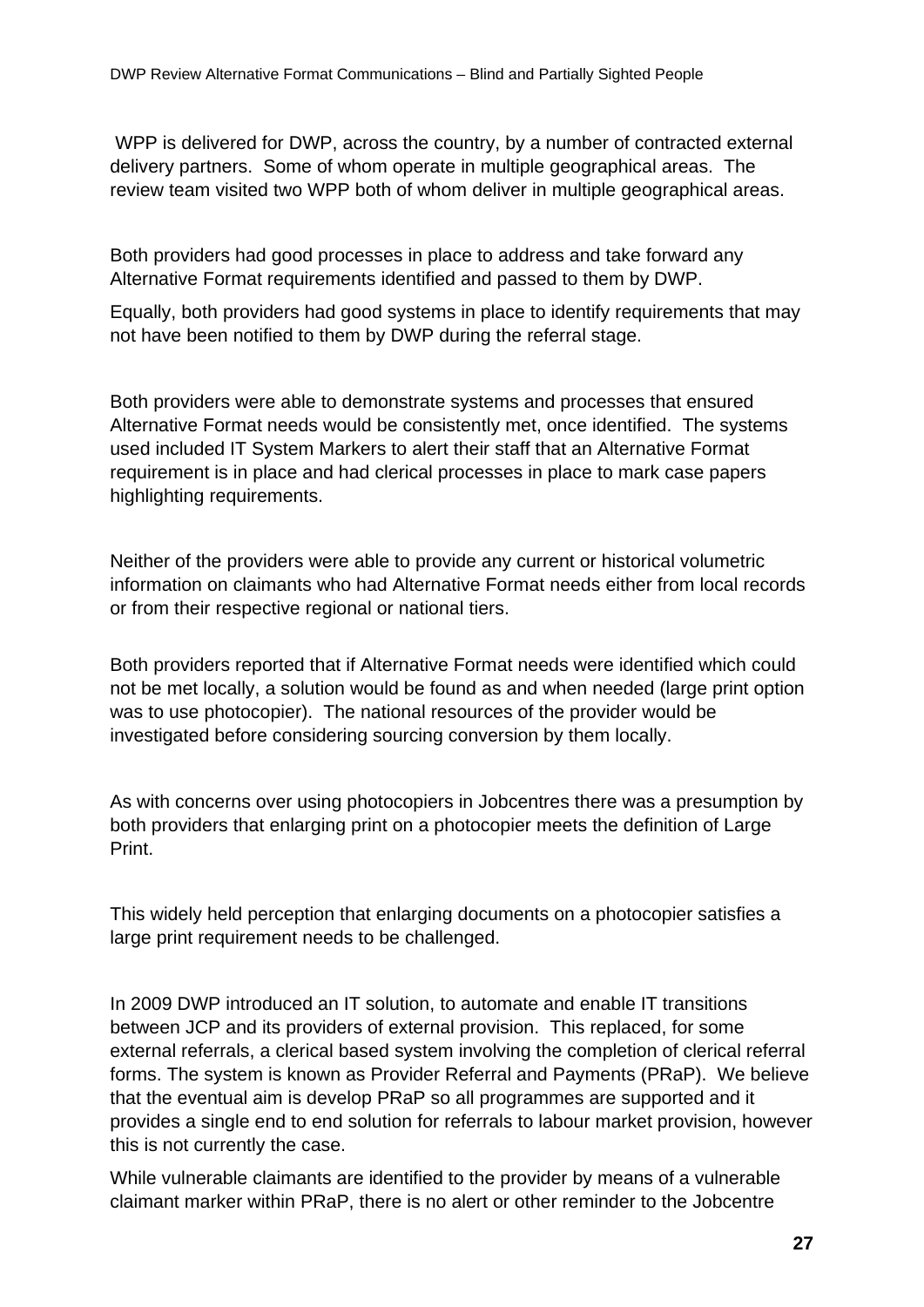WPP is delivered for DWP, across the country, by a number of contracted external delivery partners. Some of whom operate in multiple geographical areas. The review team visited two WPP both of whom deliver in multiple geographical areas.

Both providers had good processes in place to address and take forward any Alternative Format requirements identified and passed to them by DWP.

Equally, both providers had good systems in place to identify requirements that may not have been notified to them by DWP during the referral stage.

Both providers were able to demonstrate systems and processes that ensured Alternative Format needs would be consistently met, once identified. The systems used included IT System Markers to alert their staff that an Alternative Format requirement is in place and had clerical processes in place to mark case papers highlighting requirements.

Neither of the providers were able to provide any current or historical volumetric information on claimants who had Alternative Format needs either from local records or from their respective regional or national tiers.

Both providers reported that if Alternative Format needs were identified which could not be met locally, a solution would be found as and when needed (large print option was to use photocopier). The national resources of the provider would be investigated before considering sourcing conversion by them locally.

As with concerns over using photocopiers in Jobcentres there was a presumption by both providers that enlarging print on a photocopier meets the definition of Large Print.

This widely held perception that enlarging documents on a photocopier satisfies a large print requirement needs to be challenged.

In 2009 DWP introduced an IT solution, to automate and enable IT transitions between JCP and its providers of external provision. This replaced, for some external referrals, a clerical based system involving the completion of clerical referral forms. The system is known as Provider Referral and Payments (PRaP). We believe that the eventual aim is develop PRaP so all programmes are supported and it provides a single end to end solution for referrals to labour market provision, however this is not currently the case.

While vulnerable claimants are identified to the provider by means of a vulnerable claimant marker within PRaP, there is no alert or other reminder to the Jobcentre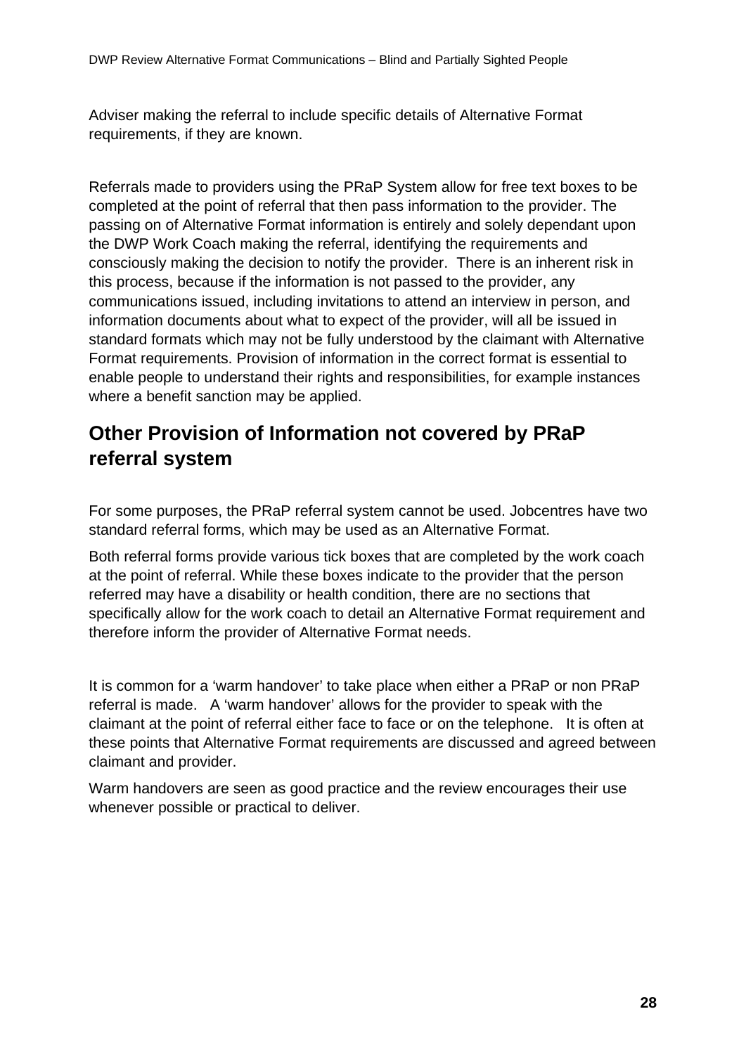Adviser making the referral to include specific details of Alternative Format requirements, if they are known.

Referrals made to providers using the PRaP System allow for free text boxes to be completed at the point of referral that then pass information to the provider. The passing on of Alternative Format information is entirely and solely dependant upon the DWP Work Coach making the referral, identifying the requirements and consciously making the decision to notify the provider. There is an inherent risk in this process, because if the information is not passed to the provider, any communications issued, including invitations to attend an interview in person, and information documents about what to expect of the provider, will all be issued in standard formats which may not be fully understood by the claimant with Alternative Format requirements. Provision of information in the correct format is essential to enable people to understand their rights and responsibilities, for example instances where a benefit sanction may be applied.

## Other Provision of Information not covered by PRaP referral system

For some purposes, the PRaP referral system cannot be used. Jobcentres have two standard referral forms, which may be used as an Alternative Format.

Both referral forms provide various tick boxes that are completed by the work coach at the point of referral. While these boxes indicate to the provider that the person referred may have a disability or health condition, there are no sections that specifically allow for the work coach to detail an Alternative Format requirement and therefore inform the provider of Alternative Format needs.

It is common for a 'warm handover' to take place when either a PRaP or non PRaP referral is made. A 'warm handover' allows for the provider to speak with the claimant at the point of referral either face to face or on the telephone. It is often at these points that Alternative Format requirements are discussed and agreed between claimant and provider.

Warm handovers are seen as good practice and the review encourages their use whenever possible or practical to deliver.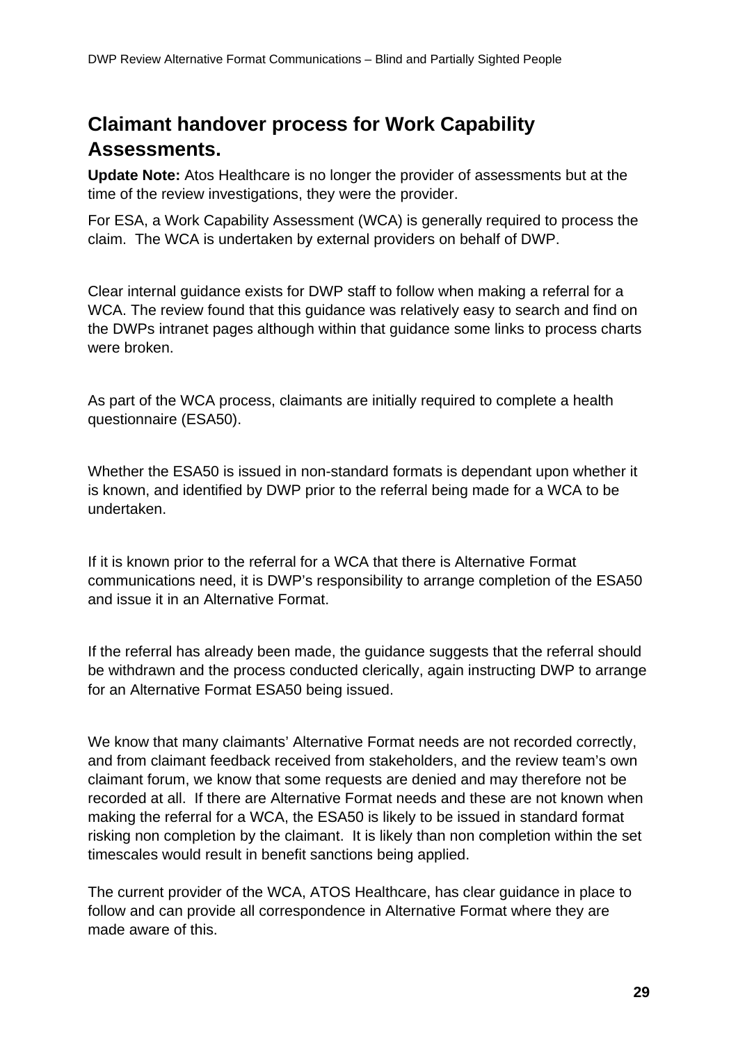## Claimant handover process for Work Capability Assessments.

**Update Note:** Atos Healthcare is no longer the provider of assessments but at the time of the review investigations, they were the provider.

For ESA, a Work Capability Assessment (WCA) is generally required to process the claim. The WCA is undertaken by external providers on behalf of DWP.

Clear internal guidance exists for DWP staff to follow when making a referral for a WCA. The review found that this guidance was relatively easy to search and find on the DWPs intranet pages although within that guidance some links to process charts were broken.

As part of the WCA process, claimants are initially required to complete a health questionnaire (ESA50).

Whether the ESA50 is issued in non-standard formats is dependant upon whether it is known, and identified by DWP prior to the referral being made for a WCA to be undertaken.

If it is known prior to the referral for a WCA that there is Alternative Format communications need, it is DWP's responsibility to arrange completion of the ESA50 and issue it in an Alternative Format.

If the referral has already been made, the guidance suggests that the referral should be withdrawn and the process conducted clerically, again instructing DWP to arrange for an Alternative Format ESA50 being issued.

We know that many claimants' Alternative Format needs are not recorded correctly, and from claimant feedback received from stakeholders, and the review team's own claimant forum, we know that some requests are denied and may therefore not be recorded at all. If there are Alternative Format needs and these are not known when making the referral for a WCA, the ESA50 is likely to be issued in standard format risking non completion by the claimant. It is likely than non completion within the set timescales would result in benefit sanctions being applied.

The current provider of the WCA, ATOS Healthcare, has clear guidance in place to follow and can provide all correspondence in Alternative Format where they are made aware of this.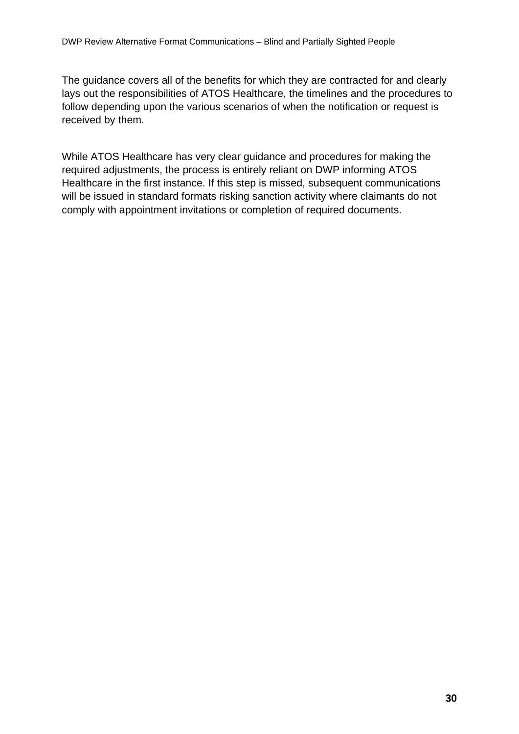The guidance covers all of the benefits for which they are contracted for and clearly lays out the responsibilities of ATOS Healthcare, the timelines and the procedures to follow depending upon the various scenarios of when the notification or request is received by them.

While ATOS Healthcare has very clear guidance and procedures for making the required adjustments, the process is entirely reliant on DWP informing ATOS Healthcare in the first instance. If this step is missed, subsequent communications will be issued in standard formats risking sanction activity where claimants do not comply with appointment invitations or completion of required documents.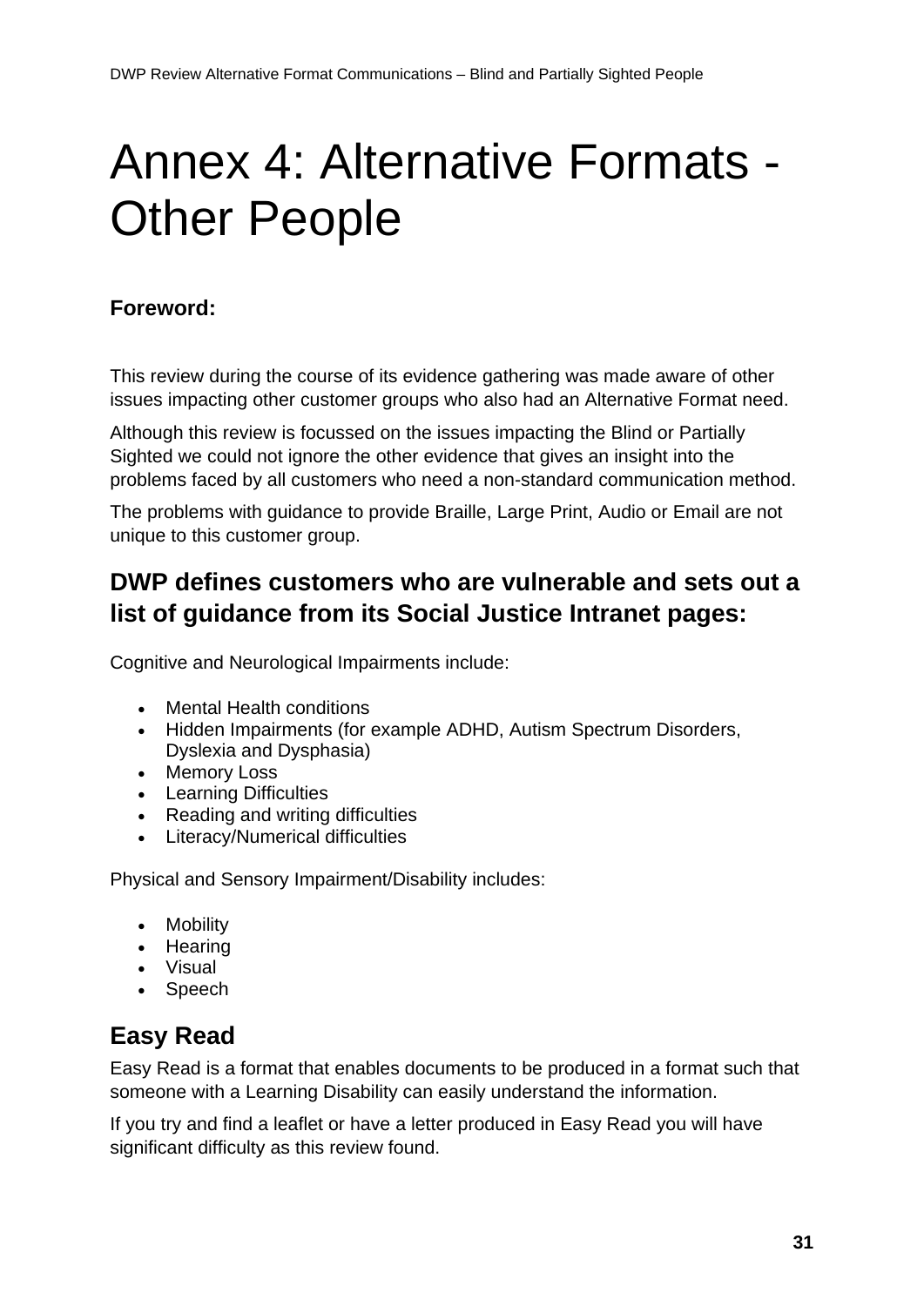# Annex 4: Alternative Formats - Other People

**Foreword:**

This review during the course of its evidence gathering was made aware of other issues impacting other customer groups who also had an Alternative Format need.

Although this review is focussed on the issues impacting the Blind or Partially Sighted we could not ignore the other evidence that gives an insight into the problems faced by all customers who need a non-standard communication method.

The problems with guidance to provide Braille, Large Print, Audio or Email are not unique to this customer group.

## DWP defines customers who are vulnerable and sets out a list of guidance from its Social Justice Intranet pages:

Cognitive and Neurological Impairments include:

- Mental Health conditions
- Hidden Impairments (for example ADHD, Autism Spectrum Disorders, Dyslexia and Dysphasia)
- Memory Loss
- Learning Difficulties
- Reading and writing difficulties
- Literacy/Numerical difficulties

Physical and Sensory Impairment/Disability includes:

- Mobility
- Hearing
- Visual
- Speech

## Easy Read

Easy Read is a format that enables documents to be produced in a format such that someone with a Learning Disability can easily understand the information.

If you try and find a leaflet or have a letter produced in Easy Read you will have significant difficulty as this review found.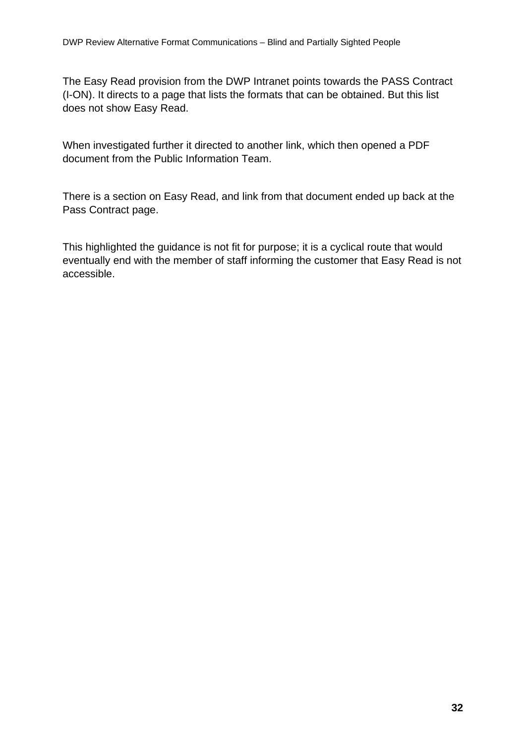The Easy Read provision from the DWP Intranet points towards the PASS Contract (I-ON). It directs to a page that lists the formats that can be obtained. But this list does not show Easy Read.

When investigated further it directed to another link, which then opened a PDF document from the Public Information Team.

There is a section on Easy Read, and link from that document ended up back at the Pass Contract page.

This highlighted the guidance is not fit for purpose; it is a cyclical route that would eventually end with the member of staff informing the customer that Easy Read is not accessible.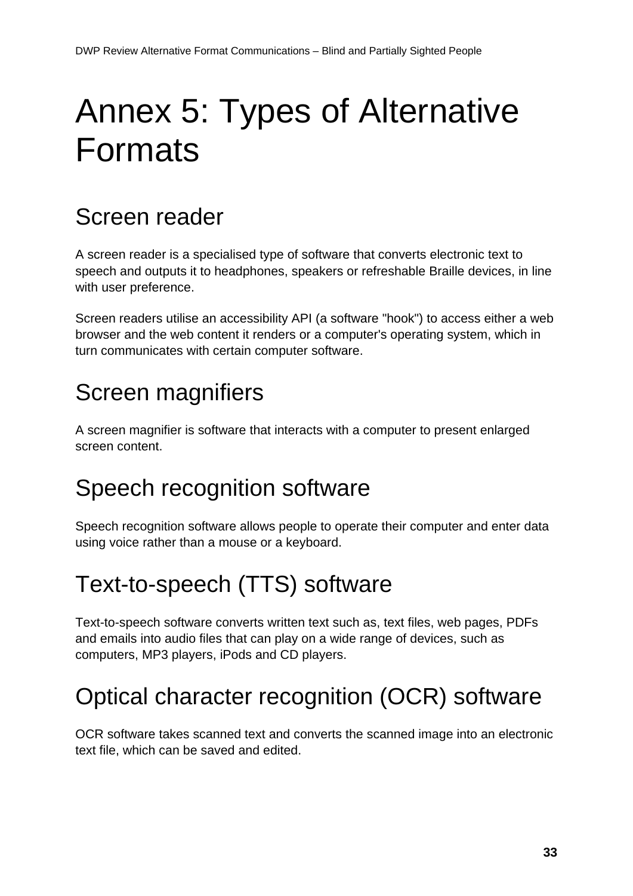# Annex 5: Types of Alternative Formats

## Screen reader

A screen reader is a specialised type of software that converts electronic text to speech and outputs it to headphones, speakers or refreshable Braille devices, in line with user preference.

Screen readers utilise an accessibility API (a software "hook") to access either a web browser and the web content it renders or a computer's operating system, which in turn communicates with certain computer software.

## Screen magnifiers

A screen magnifier is software that interacts with a computer to present enlarged screen content.

## Speech recognition software

Speech recognition software allows people to operate their computer and enter data using voice rather than a mouse or a keyboard.

## Text-to-speech (TTS) software

Text-to-speech software converts written text such as, text files, web pages, PDFs and emails into audio files that can play on a wide range of devices, such as computers, MP3 players, iPods and CD players.

## Optical character recognition (OCR) software

OCR software takes scanned text and converts the scanned image into an electronic text file, which can be saved and edited.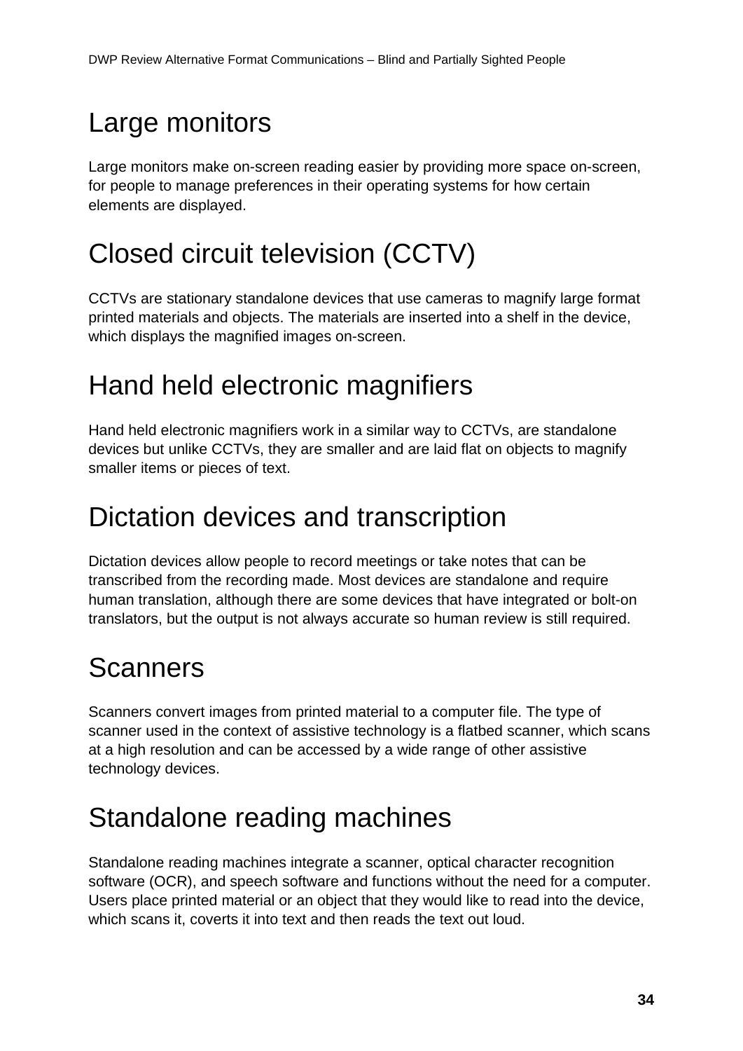# Large monitors

Large monitors make on-screen reading easier by providing more space on-screen, for people to manage preferences in their operating systems for how certain elements are displayed.

# Closed circuit television (CCTV)

CCTVs are stationary standalone devices that use cameras to magnify large format printed materials and objects. The materials are inserted into a shelf in the device, which displays the magnified images on-screen.

# Hand held electronic magnifiers

Hand held electronic magnifiers work in a similar way to CCTVs, are standalone devices but unlike CCTVs, they are smaller and are laid flat on objects to magnify smaller items or pieces of text.

# Dictation devices and transcription

Dictation devices allow people to record meetings or take notes that can be transcribed from the recording made. Most devices are standalone and require human translation, although there are some devices that have integrated or bolt-on translators, but the output is not always accurate so human review is still required.

# Scanners

Scanners convert images from printed material to a computer file. The type of scanner used in the context of assistive technology is a flatbed scanner, which scans at a high resolution and can be accessed by a wide range of other assistive technology devices.

# Standalone reading machines

Standalone reading machines integrate a scanner, optical character recognition software (OCR), and speech software and functions without the need for a computer. Users place printed material or an object that they would like to read into the device, which scans it, coverts it into text and then reads the text out loud.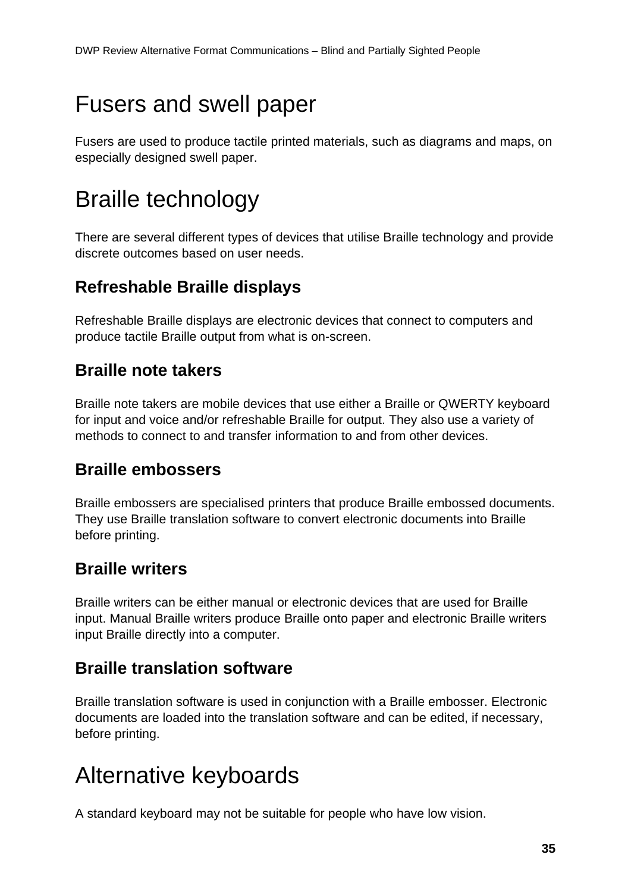# Fusers and swell paper

Fusers are used to produce tactile printed materials, such as diagrams and maps, on especially designed swell paper.

# Braille technology

There are several different types of devices that utilise Braille technology and provide discrete outcomes based on user needs.

## Refreshable Braille displays

Refreshable Braille displays are electronic devices that connect to computers and produce tactile Braille output from what is on-screen.

## Braille note takers

Braille note takers are mobile devices that use either a Braille or QWERTY keyboard for input and voice and/or refreshable Braille for output. They also use a variety of methods to connect to and transfer information to and from other devices.

## Braille embossers

Braille embossers are specialised printers that produce Braille embossed documents. They use Braille translation software to convert electronic documents into Braille before printing.

## Braille writers

Braille writers can be either manual or electronic devices that are used for Braille input. Manual Braille writers produce Braille onto paper and electronic Braille writers input Braille directly into a computer.

## Braille translation software

Braille translation software is used in conjunction with a Braille embosser. Electronic documents are loaded into the translation software and can be edited, if necessary, before printing.

# Alternative keyboards

A standard keyboard may not be suitable for people who have low vision.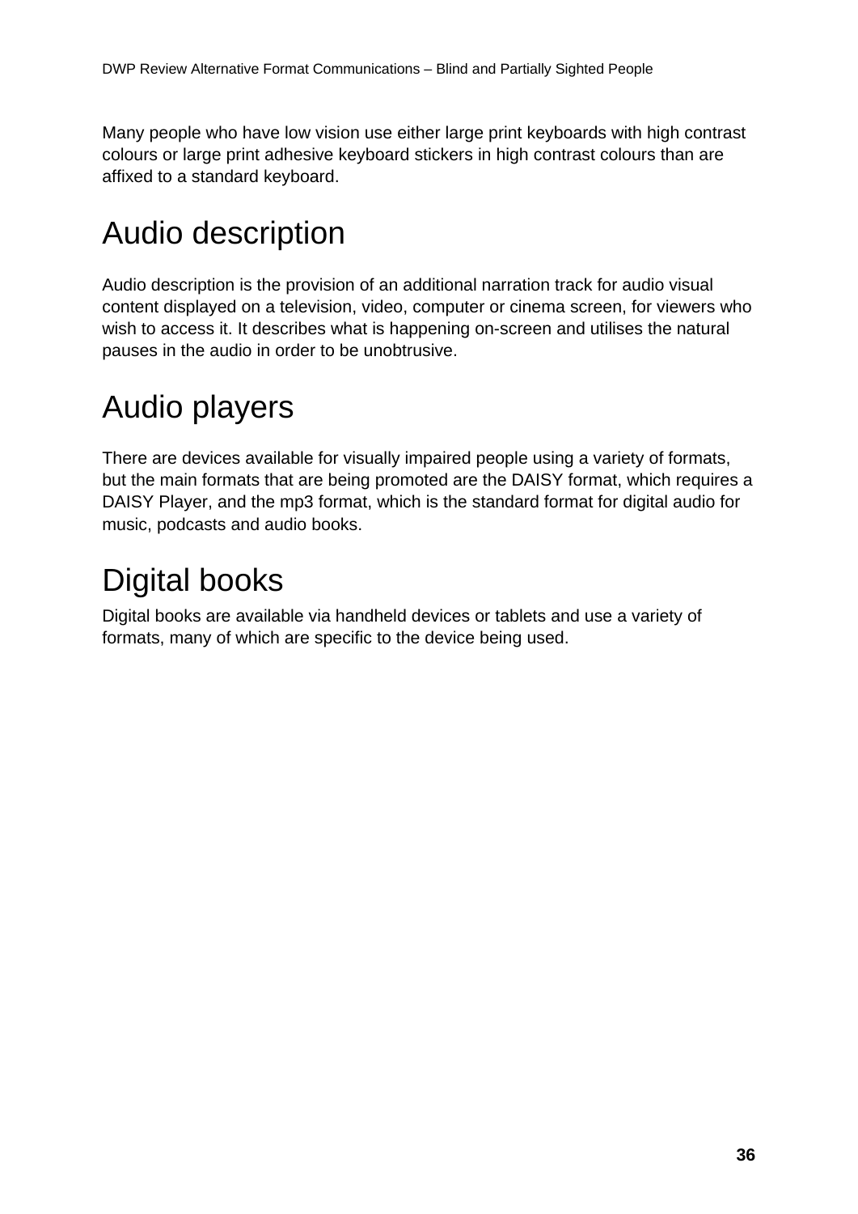Many people who have low vision use either large print keyboards with high contrast colours or large print adhesive keyboard stickers in high contrast colours than are affixed to a standard keyboard.

# Audio description

Audio description is the provision of an additional narration track for audio visual content displayed on a television, video, computer or cinema screen, for viewers who wish to access it. It describes what is happening on-screen and utilises the natural pauses in the audio in order to be unobtrusive.

# Audio players

There are devices available for visually impaired people using a variety of formats, but the main formats that are being promoted are the DAISY format, which requires a DAISY Player, and the mp3 format, which is the standard format for digital audio for music, podcasts and audio books.

# Digital books

Digital books are available via handheld devices or tablets and use a variety of formats, many of which are specific to the device being used.